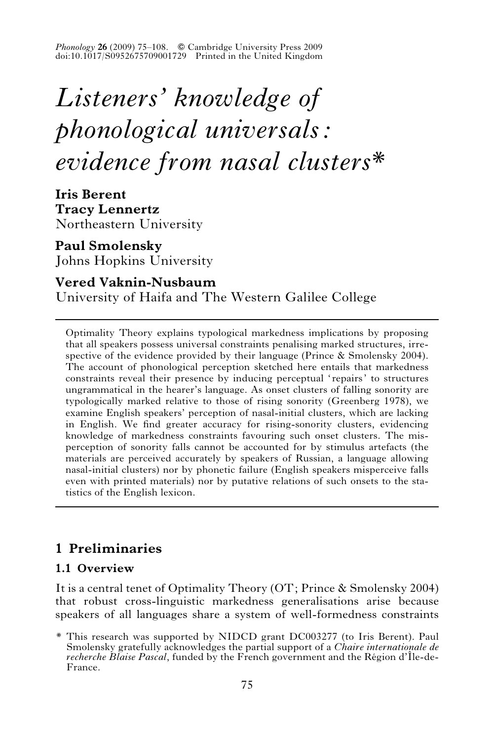# *Listeners' knowledge of phonological universals: evidence from nasal clusters\**

**Iris Berent**
**Tracy Lennertz**
Northeastern University

**Paul Smolensky**
Johns Hopkins University

**Vered Vaknin-Nusbaum**
University of Haifa and The Western Galilee College

---

Optimality Theory explains typological markedness implications by proposing that all speakers possess universal constraints penalising marked structures, irrespective of the evidence provided by their language (Prince & Smolensky 2004). The account of phonological perception sketched here entails that markedness constraints reveal their presence by inducing perceptual 'repairs' to structures ungrammatical in the hearer's language. As onset clusters of falling sonority are typologically marked relative to those of rising sonority (Greenberg 1978), we examine English speakers' perception of nasal-initial clusters, which are lacking in English. We find greater accuracy for rising-sonority clusters, evidencing knowledge of markedness constraints favouring such onset clusters. The misperception of sonority falls cannot be accounted for by stimulus artefacts (the materials are perceived accurately by speakers of Russian, a language allowing nasal-initial clusters) nor by phonetic failure (English speakers misperceive falls even with printed materials) nor by putative relations of such onsets to the statistics of the English lexicon.

---

## 1 Preliminaries

### 1.1 Overview

It is a central tenet of Optimality Theory (OT; Prince & Smolensky 2004) that robust cross-linguistic markedness generalisations arise because speakers of all languages share a system of well-formedness constraints

\* This research was supported by NIDCD grant DC003277 (to Iris Berent). Paul Smolensky gratefully acknowledges the partial support of a *Chaire internationale de recherche Blaise Pascal*, funded by the French government and the Région d'Île-de-France.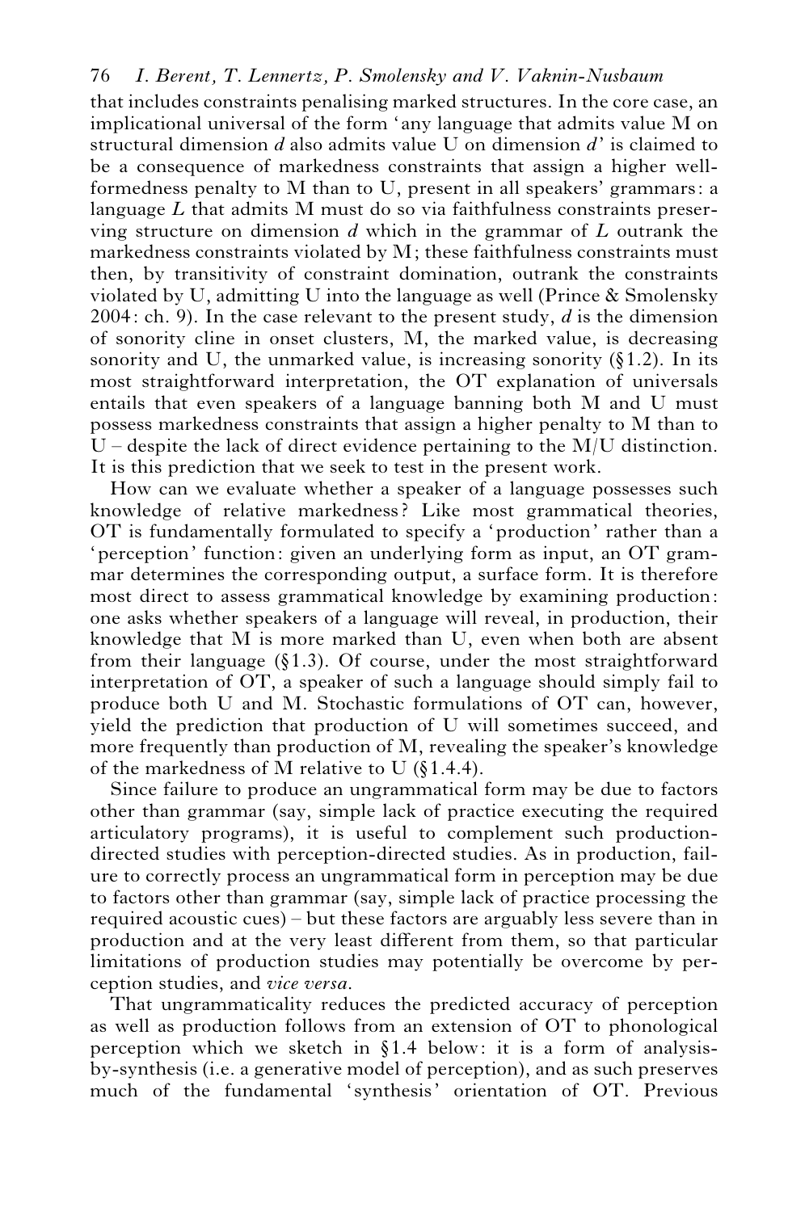that includes constraints penalising marked structures. In the core case, an implicational universal of the form 'any language that admits value M on structural dimension *d* also admits value U on dimension *d*' is claimed to be a consequence of markedness constraints that assign a higher well-formedness penalty to M than to U, present in all speakers' grammars: a language *L* that admits M must do so via faithfulness constraints preserving structure on dimension *d* which in the grammar of *L* outrank the markedness constraints violated by M; these faithfulness constraints must then, by transitivity of constraint domination, outrank the constraints violated by U, admitting U into the language as well (Prince & Smolensky 2004: ch. 9). In the case relevant to the present study, *d* is the dimension of sonority cline in onset clusters, M, the marked value, is decreasing sonority and U, the unmarked value, is increasing sonority (§1.2). In its most straightforward interpretation, the OT explanation of universals entails that even speakers of a language banning both M and U must possess markedness constraints that assign a higher penalty to M than to U – despite the lack of direct evidence pertaining to the M/U distinction. It is this prediction that we seek to test in the present work.

How can we evaluate whether a speaker of a language possesses such knowledge of relative markedness? Like most grammatical theories, OT is fundamentally formulated to specify a 'production' rather than a 'perception' function: given an underlying form as input, an OT grammar determines the corresponding output, a surface form. It is therefore most direct to assess grammatical knowledge by examining production: one asks whether speakers of a language will reveal, in production, their knowledge that M is more marked than U, even when both are absent from their language (§1.3). Of course, under the most straightforward interpretation of OT, a speaker of such a language should simply fail to produce both U and M. Stochastic formulations of OT can, however, yield the prediction that production of U will sometimes succeed, and more frequently than production of M, revealing the speaker's knowledge of the markedness of M relative to U (§1.4.4).

Since failure to produce an ungrammatical form may be due to factors other than grammar (say, simple lack of practice executing the required articulatory programs), it is useful to complement such production-directed studies with perception-directed studies. As in production, failure to correctly process an ungrammatical form in perception may be due to factors other than grammar (say, simple lack of practice processing the required acoustic cues) – but these factors are arguably less severe than in production and at the very least different from them, so that particular limitations of production studies may potentially be overcome by perception studies, and *vice versa*.

That ungrammaticality reduces the predicted accuracy of perception as well as production follows from an extension of OT to phonological perception which we sketch in §1.4 below: it is a form of analysis-by-synthesis (i.e. a generative model of perception), and as such preserves much of the fundamental 'synthesis' orientation of OT. Previous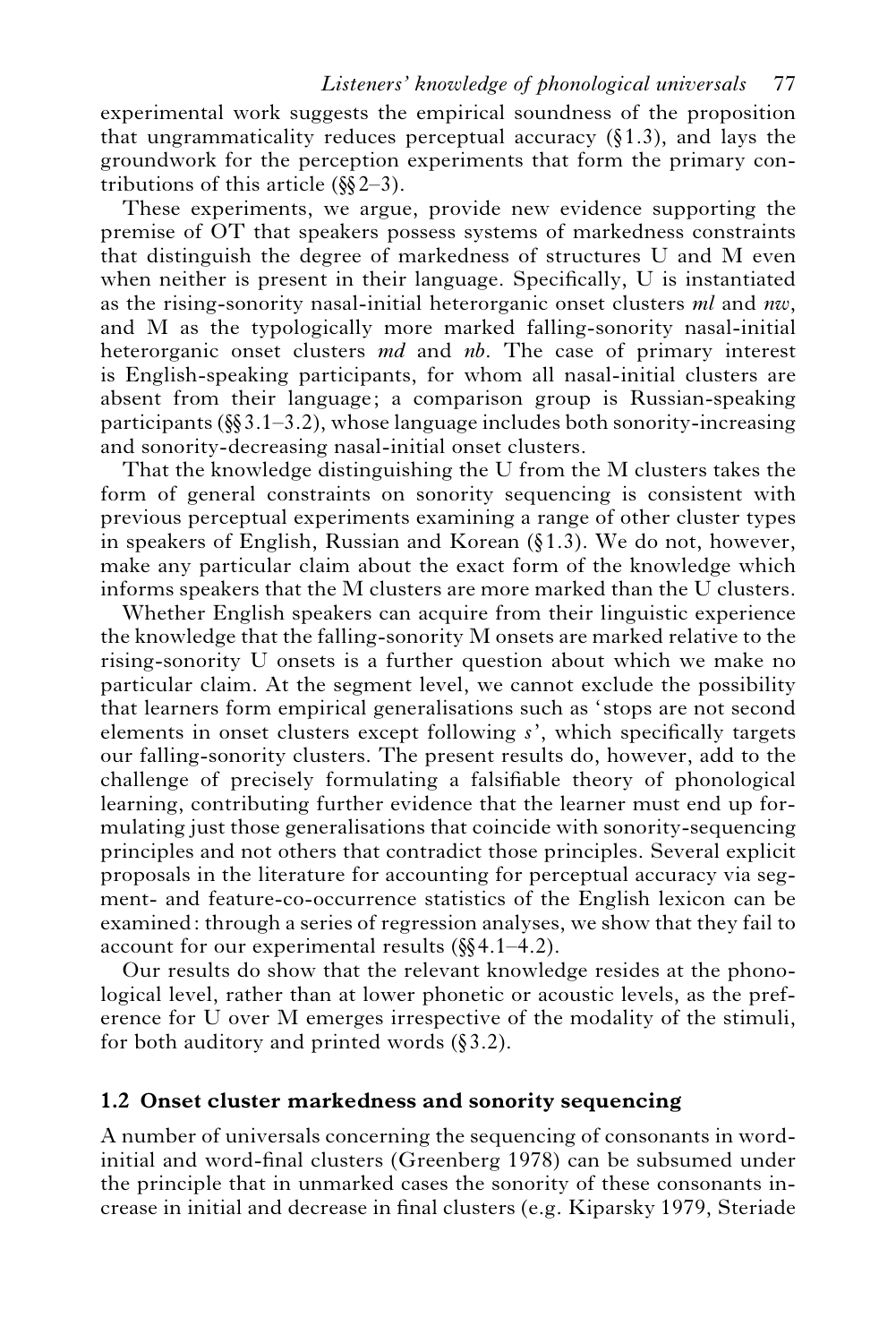experimental work suggests the empirical soundness of the proposition that ungrammaticality reduces perceptual accuracy (§1.3), and lays the groundwork for the perception experiments that form the primary contributions of this article (§§2–3).

These experiments, we argue, provide new evidence supporting the premise of OT that speakers possess systems of markedness constraints that distinguish the degree of markedness of structures U and M even when neither is present in their language. Specifically, U is instantiated as the rising-sonority nasal-initial heterorganic onset clusters *ml* and *nw*, and M as the typologically more marked falling-sonority nasal-initial heterorganic onset clusters *md* and *nb*. The case of primary interest is English-speaking participants, for whom all nasal-initial clusters are absent from their language; a comparison group is Russian-speaking participants (§§3.1–3.2), whose language includes both sonority-increasing and sonority-decreasing nasal-initial onset clusters.

That the knowledge distinguishing the U from the M clusters takes the form of general constraints on sonority sequencing is consistent with previous perceptual experiments examining a range of other cluster types in speakers of English, Russian and Korean (§1.3). We do not, however, make any particular claim about the exact form of the knowledge which informs speakers that the M clusters are more marked than the U clusters.

Whether English speakers can acquire from their linguistic experience the knowledge that the falling-sonority M onsets are marked relative to the rising-sonority U onsets is a further question about which we make no particular claim. At the segment level, we cannot exclude the possibility that learners form empirical generalisations such as 'stops are not second elements in onset clusters except following *s*', which specifically targets our falling-sonority clusters. The present results do, however, add to the challenge of precisely formulating a falsifiable theory of phonological learning, contributing further evidence that the learner must end up formulating just those generalisations that coincide with sonority-sequencing principles and not others that contradict those principles. Several explicit proposals in the literature for accounting for perceptual accuracy via segment- and feature-co-occurrence statistics of the English lexicon can be examined: through a series of regression analyses, we show that they fail to account for our experimental results (§§4.1–4.2).

Our results do show that the relevant knowledge resides at the phonological level, rather than at lower phonetic or acoustic levels, as the preference for U over M emerges irrespective of the modality of the stimuli, for both auditory and printed words (§3.2).

### 1.2 Onset cluster markedness and sonority sequencing

A number of universals concerning the sequencing of consonants in word-initial and word-final clusters (Greenberg 1978) can be subsumed under the principle that in unmarked cases the sonority of these consonants increase in initial and decrease in final clusters (e.g. Kiparsky 1979, Steriade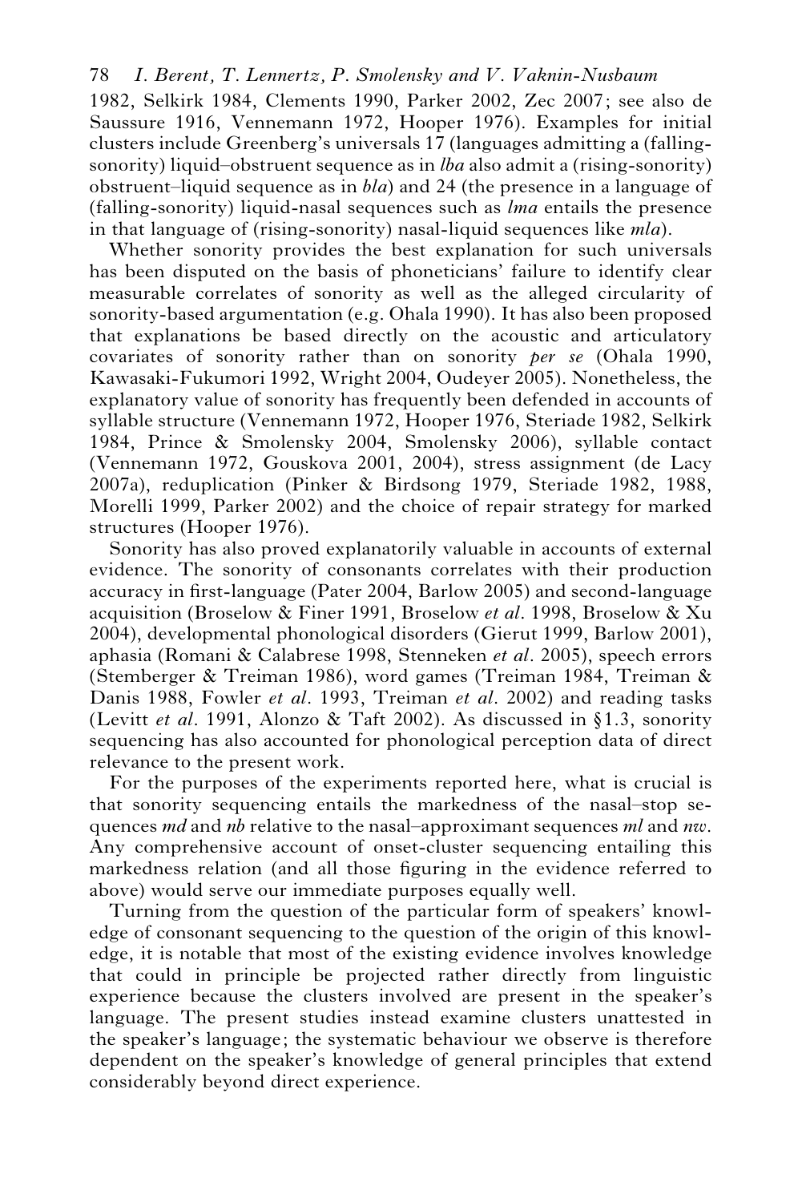1982, Selkirk 1984, Clements 1990, Parker 2002, Zec 2007; see also de Saussure 1916, Vennemann 1972, Hooper 1976). Examples for initial clusters include Greenberg's universals 17 (languages admitting a (falling-sonority) liquid–obstruent sequence as in *lba* also admit a (rising-sonority) obstruent–liquid sequence as in *bla*) and 24 (the presence in a language of (falling-sonority) liquid-nasal sequences such as *lma* entails the presence in that language of (rising-sonority) nasal-liquid sequences like *mla*).

Whether sonority provides the best explanation for such universals has been disputed on the basis of phoneticians' failure to identify clear measurable correlates of sonority as well as the alleged circularity of sonority-based argumentation (e.g. Ohala 1990). It has also been proposed that explanations be based directly on the acoustic and articulatory covariates of sonority rather than on sonority *per se* (Ohala 1990, Kawasaki-Fukumori 1992, Wright 2004, Oudeyer 2005). Nonetheless, the explanatory value of sonority has frequently been defended in accounts of syllable structure (Vennemann 1972, Hooper 1976, Steriade 1982, Selkirk 1984, Prince & Smolensky 2004, Smolensky 2006), syllable contact (Vennemann 1972, Gouskova 2001, 2004), stress assignment (de Lacy 2007a), reduplication (Pinker & Birdsong 1979, Steriade 1982, 1988, Morelli 1999, Parker 2002) and the choice of repair strategy for marked structures (Hooper 1976).

Sonority has also proved explanatorily valuable in accounts of external evidence. The sonority of consonants correlates with their production accuracy in first-language (Pater 2004, Barlow 2005) and second-language acquisition (Broselow & Finer 1991, Broselow *et al*. 1998, Broselow & Xu 2004), developmental phonological disorders (Gierut 1999, Barlow 2001), aphasia (Romani & Calabrese 1998, Stenneken *et al*. 2005), speech errors (Stemberger & Treiman 1986), word games (Treiman 1984, Treiman & Danis 1988, Fowler *et al*. 1993, Treiman *et al*. 2002) and reading tasks (Levitt *et al*. 1991, Alonzo & Taft 2002). As discussed in §1.3, sonority sequencing has also accounted for phonological perception data of direct relevance to the present work.

For the purposes of the experiments reported here, what is crucial is that sonority sequencing entails the markedness of the nasal–stop sequences *md* and *nb* relative to the nasal–approximant sequences *ml* and *nw*. Any comprehensive account of onset-cluster sequencing entailing this markedness relation (and all those figuring in the evidence referred to above) would serve our immediate purposes equally well.

Turning from the question of the particular form of speakers' knowledge of consonant sequencing to the question of the origin of this knowledge, it is notable that most of the existing evidence involves knowledge that could in principle be projected rather directly from linguistic experience because the clusters involved are present in the speaker's language. The present studies instead examine clusters unattested in the speaker's language; the systematic behaviour we observe is therefore dependent on the speaker's knowledge of general principles that extend considerably beyond direct experience.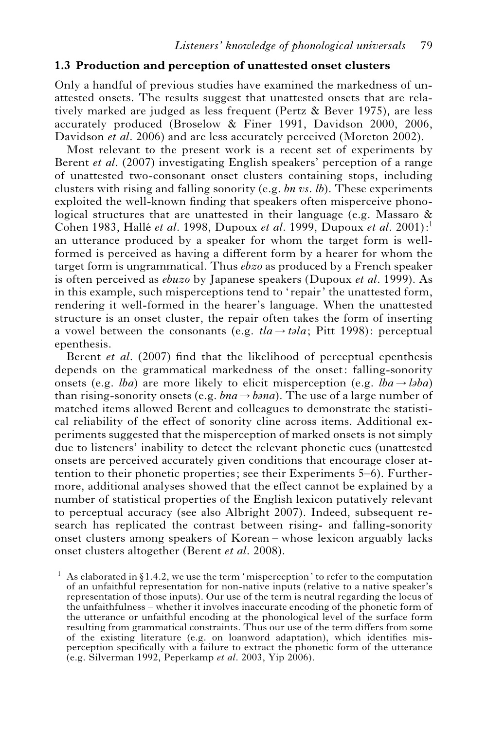### 1.3 Production and perception of unattested onset clusters

Only a handful of previous studies have examined the markedness of unattested onsets. The results suggest that unattested onsets that are relatively marked are judged as less frequent (Pertz & Bever 1975), are less accurately produced (Broselow & Finer 1991, Davidson 2000, 2006, Davidson *et al*. 2006) and are less accurately perceived (Moreton 2002).

Most relevant to the present work is a recent set of experiments by Berent *et al*. (2007) investigating English speakers' perception of a range of unattested two-consonant onset clusters containing stops, including clusters with rising and falling sonority (e.g. *bn vs. lb*). These experiments exploited the well-known finding that speakers often misperceive phonological structures that are unattested in their language (e.g. Massaro & Cohen 1983, Hallé *et al*. 1998, Dupoux *et al*. 1999, Dupoux *et al*. 2001):[1] an utterance produced by a speaker for whom the target form is well-formed is perceived as having a different form by a hearer for whom the target form is ungrammatical. Thus *ebzo* as produced by a French speaker is often perceived as *ebuzo* by Japanese speakers (Dupoux *et al*. 1999). As in this example, such misperceptions tend to 'repair' the unattested form, rendering it well-formed in the hearer's language. When the unattested structure is an onset cluster, the repair often takes the form of inserting a vowel between the consonants (e.g. *tla* → *təla*; Pitt 1998): perceptual epenthesis.

Berent *et al*. (2007) find that the likelihood of perceptual epenthesis depends on the grammatical markedness of the onset: falling-sonority onsets (e.g. *lba*) are more likely to elicit misperception (e.g. *lba* → *ləba*) than rising-sonority onsets (e.g. *bna* → *bəna*). The use of a large number of matched items allowed Berent and colleagues to demonstrate the statistical reliability of the effect of sonority cline across items. Additional experiments suggested that the misperception of marked onsets is not simply due to listeners' inability to detect the relevant phonetic cues (unattested onsets are perceived accurately given conditions that encourage closer attention to their phonetic properties; see their Experiments 5–6). Furthermore, additional analyses showed that the effect cannot be explained by a number of statistical properties of the English lexicon putatively relevant to perceptual accuracy (see also Albright 2007). Indeed, subsequent research has replicated the contrast between rising- and falling-sonority onset clusters among speakers of Korean – whose lexicon arguably lacks onset clusters altogether (Berent *et al*. 2008).

[1] As elaborated in §1.4.2, we use the term 'misperception' to refer to the computation of an unfaithful representation for non-native inputs (relative to a native speaker's representation of those inputs). Our use of the term is neutral regarding the locus of the unfaithfulness – whether it involves inaccurate encoding of the phonetic form of the utterance or unfaithful encoding at the phonological level of the surface form resulting from grammatical constraints. Thus our use of the term differs from some of the existing literature (e.g. on loanword adaptation), which identifies misperception specifically with a failure to extract the phonetic form of the utterance (e.g. Silverman 1992, Peperkamp *et al*. 2003, Yip 2006).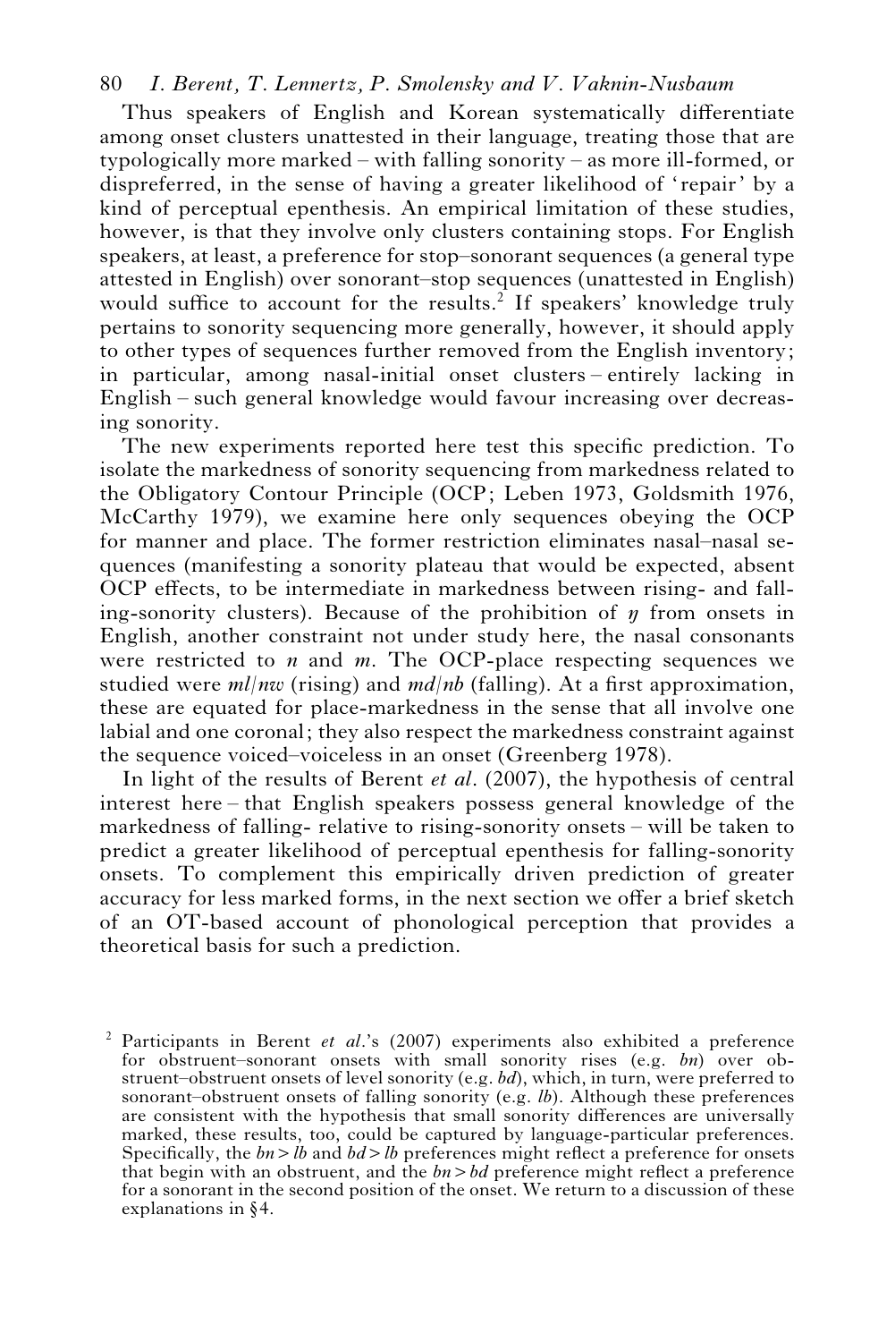Thus speakers of English and Korean systematically differentiate among onset clusters unattested in their language, treating those that are typologically more marked – with falling sonority – as more ill-formed, or dispreferred, in the sense of having a greater likelihood of 'repair' by a kind of perceptual epenthesis. An empirical limitation of these studies, however, is that they involve only clusters containing stops. For English speakers, at least, a preference for stop–sonorant sequences (a general type attested in English) over sonorant–stop sequences (unattested in English) would suffice to account for the results.[2] If speakers' knowledge truly pertains to sonority sequencing more generally, however, it should apply to other types of sequences further removed from the English inventory; in particular, among nasal-initial onset clusters – entirely lacking in English – such general knowledge would favour increasing over decreasing sonority.

The new experiments reported here test this specific prediction. To isolate the markedness of sonority sequencing from markedness related to the Obligatory Contour Principle (OCP; Leben 1973, Goldsmith 1976, McCarthy 1979), we examine here only sequences obeying the OCP for manner and place. The former restriction eliminates nasal–nasal sequences (manifesting a sonority plateau that would be expected, absent OCP effects, to be intermediate in markedness between rising- and falling-sonority clusters). Because of the prohibition of *ŋ* from onsets in English, another constraint not under study here, the nasal consonants were restricted to *n* and *m*. The OCP-place respecting sequences we studied were *ml*/*nw* (rising) and *md*/*nb* (falling). At a first approximation, these are equated for place-markedness in the sense that all involve one labial and one coronal; they also respect the markedness constraint against the sequence voiced–voiceless in an onset (Greenberg 1978).

In light of the results of Berent *et al*. (2007), the hypothesis of central interest here – that English speakers possess general knowledge of the markedness of falling- relative to rising-sonority onsets – will be taken to predict a greater likelihood of perceptual epenthesis for falling-sonority onsets. To complement this empirically driven prediction of greater accuracy for less marked forms, in the next section we offer a brief sketch of an OT-based account of phonological perception that provides a theoretical basis for such a prediction.

[2] Participants in Berent *et al*.'s (2007) experiments also exhibited a preference for obstruent–sonorant onsets with small sonority rises (e.g. *bn*) over obstruent–obstruent onsets of level sonority (e.g. *bd*), which, in turn, were preferred to sonorant–obstruent onsets of falling sonority (e.g. *lb*). Although these preferences are consistent with the hypothesis that small sonority differences are universally marked, these results, too, could be captured by language-particular preferences. Specifically, the *bn* > *lb* and *bd* > *lb* preferences might reflect a preference for onsets that begin with an obstruent, and the *bn* > *bd* preference might reflect a preference for a sonorant in the second position of the onset. We return to a discussion of these explanations in §4.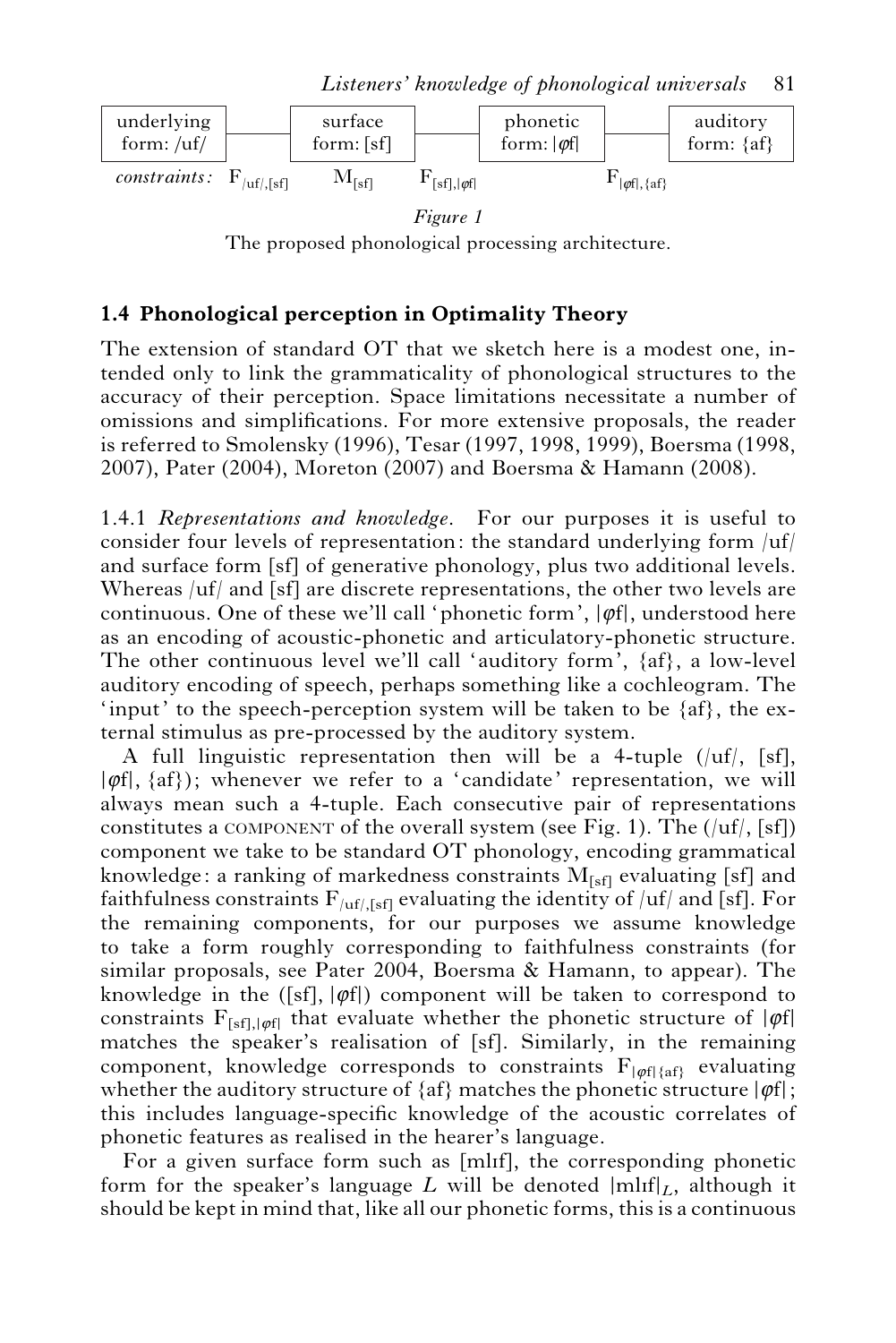| underlying form: /uf/ | | surface form: [sf] | | phonetic form: \|φf\| | | auditory form: {af} |
|---|---|---|---|---|---|---|
| *constraints:* | $F_{/uf/,[sf]}$ | $M_{[sf]}$ | $F_{[sf],\|φf\|}$ | | $F_{\|φf\|,\{af\}}$ | |

*Figure 1*

The proposed phonological processing architecture.

### 1.4 Phonological perception in Optimality Theory

The extension of standard OT that we sketch here is a modest one, intended only to link the grammaticality of phonological structures to the accuracy of their perception. Space limitations necessitate a number of omissions and simplifications. For more extensive proposals, the reader is referred to Smolensky (1996), Tesar (1997, 1998, 1999), Boersma (1998, 2007), Pater (2004), Moreton (2007) and Boersma & Hamann (2008).

1.4.1 *Representations and knowledge.* For our purposes it is useful to consider four levels of representation: the standard underlying form /uf/ and surface form [sf] of generative phonology, plus two additional levels. Whereas /uf/ and [sf] are discrete representations, the other two levels are continuous. One of these we'll call 'phonetic form', |φf|, understood here as an encoding of acoustic-phonetic and articulatory-phonetic structure. The other continuous level we'll call 'auditory form', {af}, a low-level auditory encoding of speech, perhaps something like a cochleogram. The 'input' to the speech-perception system will be taken to be {af}, the external stimulus as pre-processed by the auditory system.

A full linguistic representation then will be a 4-tuple (/uf/, [sf], |φf|, {af}); whenever we refer to a 'candidate' representation, we will always mean such a 4-tuple. Each consecutive pair of representations constitutes a COMPONENT of the overall system (see Fig. 1). The (/uf/, [sf]) component we take to be standard OT phonology, encoding grammatical knowledge: a ranking of markedness constraints $M_{[sf]}$ evaluating [sf] and faithfulness constraints $F_{/uf/,[sf]}$ evaluating the identity of /uf/ and [sf]. For the remaining components, for our purposes we assume knowledge to take a form roughly corresponding to faithfulness constraints (for similar proposals, see Pater 2004, Boersma & Hamann, to appear). The knowledge in the ([sf], |φf|) component will be taken to correspond to constraints $F_{[sf],|φf|}$ that evaluate whether the phonetic structure of |φf| matches the speaker's realisation of [sf]. Similarly, in the remaining component, knowledge corresponds to constraints $F_{|φf|\{af\}}$ evaluating whether the auditory structure of {af} matches the phonetic structure |φf|; this includes language-specific knowledge of the acoustic correlates of phonetic features as realised in the hearer's language.

For a given surface form such as [mlɪf], the corresponding phonetic form for the speaker's language $L$ will be denoted $|\text{mlɪf}|_L$, although it should be kept in mind that, like all our phonetic forms, this is a continuous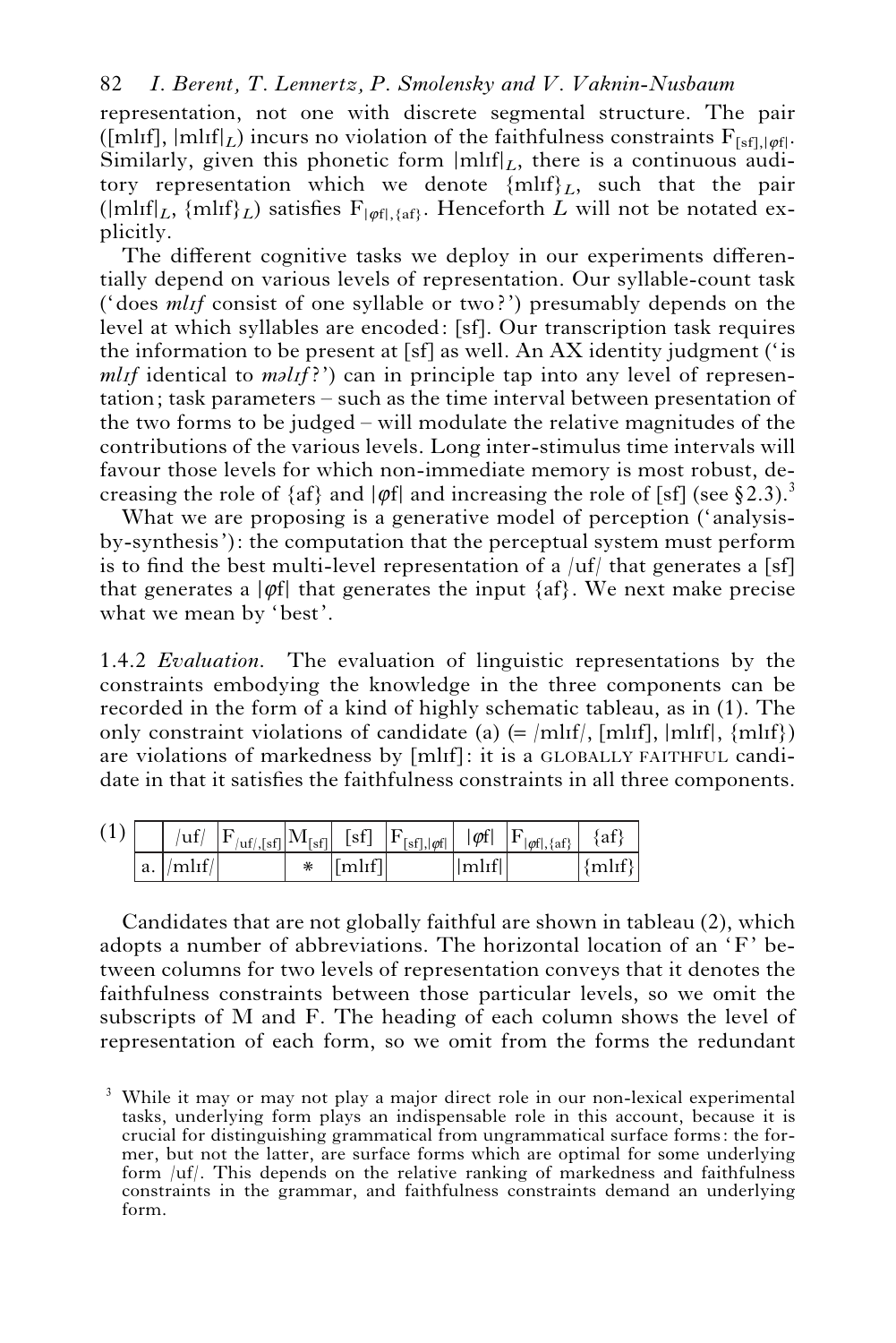representation, not one with discrete segmental structure. The pair ([mlɪf], $|\text{mlɪf}|_L$) incurs no violation of the faithfulness constraints $F_{[sf],|\varphi f|}$. Similarly, given this phonetic form $|\text{mlɪf}|_L$, there is a continuous auditory representation which we denote $\{\text{mlɪf}\}_L$, such that the pair ($|\text{mlɪf}|_L$, $\{\text{mlɪf}\}_L$) satisfies $F_{|\varphi f|,\{af\}}$. Henceforth $L$ will not be notated explicitly.

The different cognitive tasks we deploy in our experiments differentially depend on various levels of representation. Our syllable-count task ('does *mlɪf* consist of one syllable or two?') presumably depends on the level at which syllables are encoded: [sf]. Our transcription task requires the information to be present at [sf] as well. An AX identity judgment ('is *mlɪf* identical to *məlɪf*?') can in principle tap into any level of representation; task parameters – such as the time interval between presentation of the two forms to be judged – will modulate the relative magnitudes of the contributions of the various levels. Long inter-stimulus time intervals will favour those levels for which non-immediate memory is most robust, decreasing the role of {af} and |φf| and increasing the role of [sf] (see §2.3).[3]

What we are proposing is a generative model of perception ('analysis-by-synthesis'): the computation that the perceptual system must perform is to find the best multi-level representation of a /uf/ that generates a [sf] that generates a |φf| that generates the input {af}. We next make precise what we mean by 'best'.

1.4.2 *Evaluation*. The evaluation of linguistic representations by the constraints embodying the knowledge in the three components can be recorded in the form of a kind of highly schematic tableau, as in (1). The only constraint violations of candidate (a) (= /mlɪf/, [mlɪf], |mlɪf|, {mlɪf}) are violations of markedness by [mlɪf]: it is a GLOBALLY FAITHFUL candidate in that it satisfies the faithfulness constraints in all three components.

(1)

| | /uf/ | $F_{/uf/,[sf]}$ | $M_{[sf]}$ | [sf] | $F_{[sf],\|\varphi f\|}$ | \|φf\| | $F_{\|\varphi f\|,\{af\}}$ | {af} |
|---|---|---|---|---|---|---|---|---|
| a. | /mlɪf/ | | * | [mlɪf] | | \|mlɪf\| | | {mlɪf} |

Candidates that are not globally faithful are shown in tableau (2), which adopts a number of abbreviations. The horizontal location of an 'F' between columns for two levels of representation conveys that it denotes the faithfulness constraints between those particular levels, so we omit the subscripts of M and F. The heading of each column shows the level of representation of each form, so we omit from the forms the redundant

[3] While it may or may not play a major direct role in our non-lexical experimental tasks, underlying form plays an indispensable role in this account, because it is crucial for distinguishing grammatical from ungrammatical surface forms: the former, but not the latter, are surface forms which are optimal for some underlying form /uf/. This depends on the relative ranking of markedness and faithfulness constraints in the grammar, and faithfulness constraints demand an underlying form.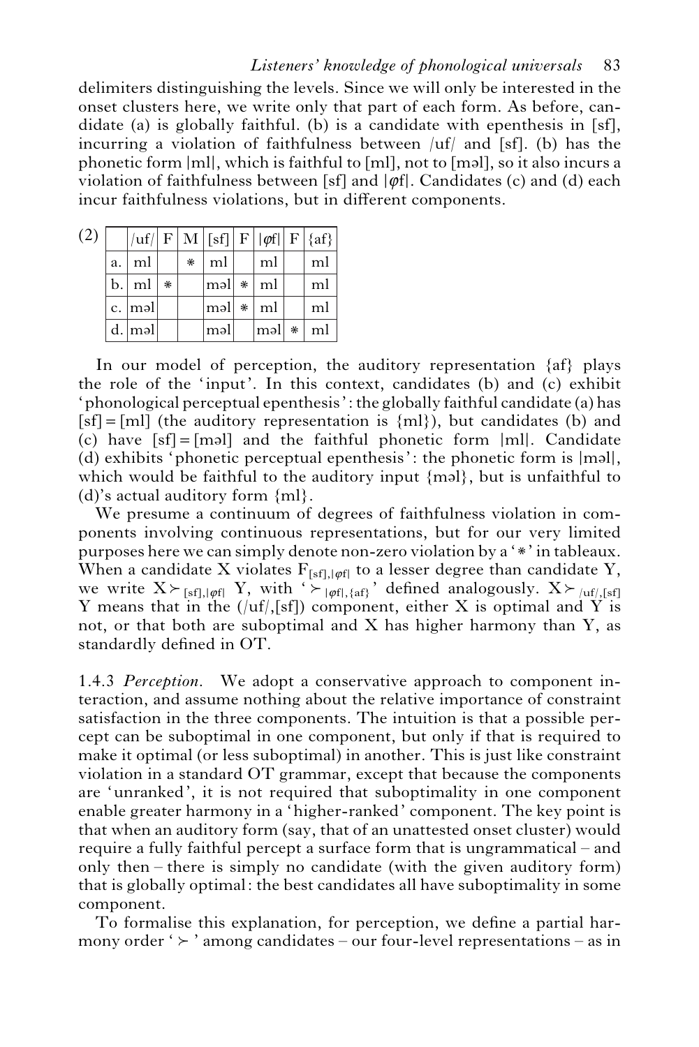delimiters distinguishing the levels. Since we will only be interested in the onset clusters here, we write only that part of each form. As before, candidate (a) is globally faithful. (b) is a candidate with epenthesis in [sf], incurring a violation of faithfulness between /uf/ and [sf]. (b) has the phonetic form |ml|, which is faithful to [ml], not to [məl], so it also incurs a violation of faithfulness between [sf] and |φf|. Candidates (c) and (d) each incur faithfulness violations, but in different components.

(2)

| | /uf/ | F | M | [sf] | F | \|φf\| | F | {af} |
|---|---|---|---|---|---|---|---|---|
| a. | ml | | * | ml | | ml | | ml |
| b. | ml | * | | məl | * | ml | | ml |
| c. | məl | | | məl | * | ml | | ml |
| d. | məl | | | məl | | məl | * | ml |

In our model of perception, the auditory representation {af} plays the role of the 'input'. In this context, candidates (b) and (c) exhibit 'phonological perceptual epenthesis': the globally faithful candidate (a) has [sf] = [ml] (the auditory representation is {ml}), but candidates (b) and (c) have [sf] = [məl] and the faithful phonetic form |ml|. Candidate (d) exhibits 'phonetic perceptual epenthesis': the phonetic form is |məl|, which would be faithful to the auditory input {məl}, but is unfaithful to (d)'s actual auditory form {ml}.

We presume a continuum of degrees of faithfulness violation in components involving continuous representations, but for our very limited purposes here we can simply denote non-zero violation by a '*' in tableaux. When a candidate X violates $F_{[sf],|\varphi f|}$ to a lesser degree than candidate Y, we write $X \succ_{[sf],|\varphi f|} Y$, with '$\succ_{|\varphi f|,\{af\}}$' defined analogously. $X \succ_{/uf/,[sf]} Y$ means that in the (/uf/,[sf]) component, either X is optimal and Y is not, or that both are suboptimal and X has higher harmony than Y, as standardly defined in OT.

1.4.3 *Perception.* We adopt a conservative approach to component interaction, and assume nothing about the relative importance of constraint satisfaction in the three components. The intuition is that a possible percept can be suboptimal in one component, but only if that is required to make it optimal (or less suboptimal) in another. This is just like constraint violation in a standard OT grammar, except that because the components are 'unranked', it is not required that suboptimality in one component enable greater harmony in a 'higher-ranked' component. The key point is that when an auditory form (say, that of an unattested onset cluster) would require a fully faithful percept a surface form that is ungrammatical – and only then – there is simply no candidate (with the given auditory form) that is globally optimal: the best candidates all have suboptimality in some component.

To formalise this explanation, for perception, we define a partial harmony order '$\succ$' among candidates – our four-level representations – as in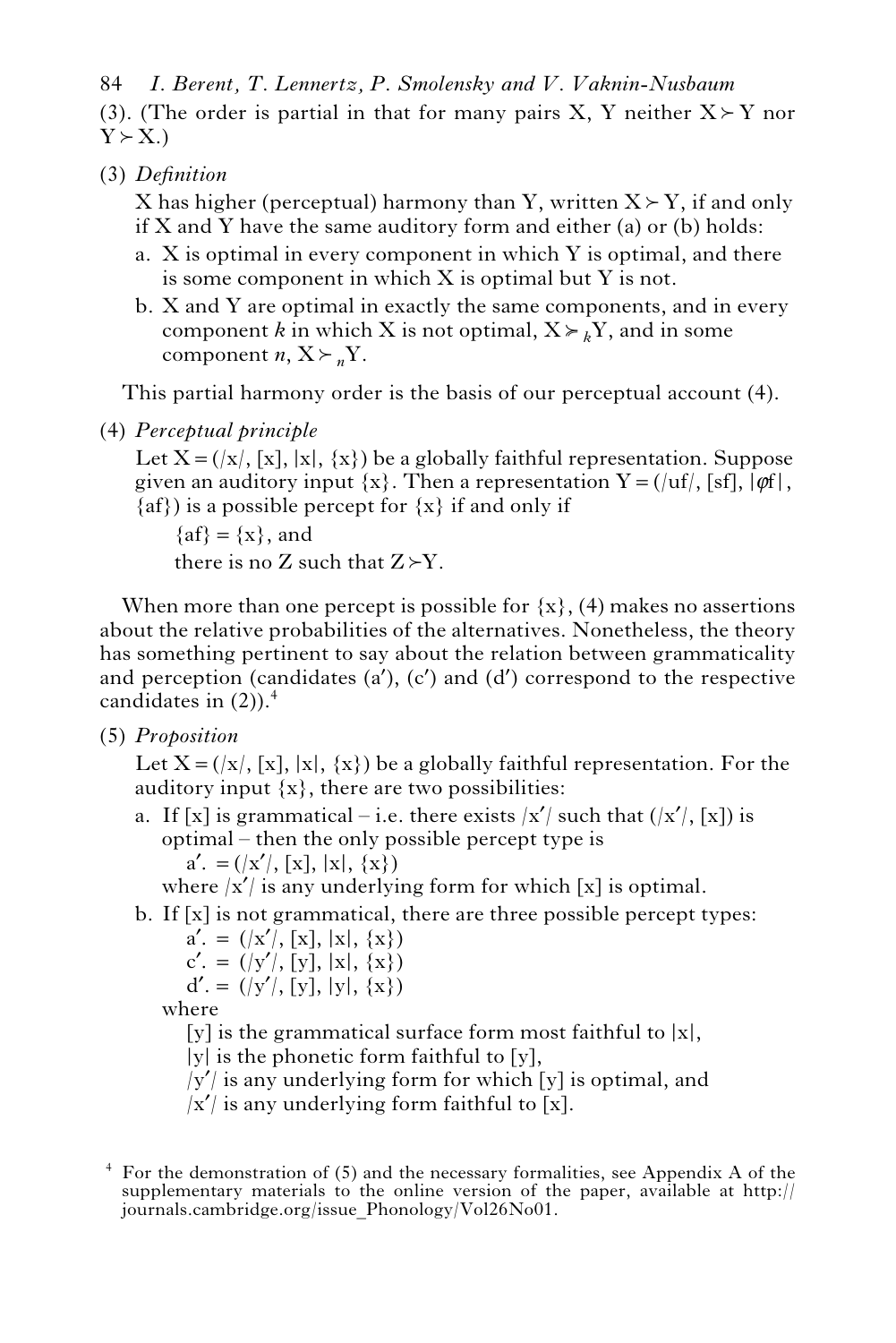(3). (The order is partial in that for many pairs X, Y neither $X \succ Y$ nor $Y \succ X$.)

(3) *Definition*

X has higher (perceptual) harmony than Y, written $X \succ Y$, if and only if X and Y have the same auditory form and either (a) or (b) holds:

a. X is optimal in every component in which Y is optimal, and there is some component in which X is optimal but Y is not.

b. X and Y are optimal in exactly the same components, and in every component *k* in which X is not optimal, $X \succcurlyeq_k Y$, and in some component *n*, $X \succ_n Y$.

This partial harmony order is the basis of our perceptual account (4).

(4) *Perceptual principle*

Let X = (/x/, [x], |x|, {x}) be a globally faithful representation. Suppose given an auditory input {x}. Then a representation Y = (/uf/, [sf], |φf|, {af}) is a possible percept for {x} if and only if

{af} = {x}, and

there is no Z such that $Z \succ Y$.

When more than one percept is possible for {x}, (4) makes no assertions about the relative probabilities of the alternatives. Nonetheless, the theory has something pertinent to say about the relation between grammaticality and perception (candidates (a′), (c′) and (d′) correspond to the respective candidates in (2)).[4]

(5) *Proposition*

Let X = (/x/, [x], |x|, {x}) be a globally faithful representation. For the auditory input {x}, there are two possibilities:

a. If [x] is grammatical – i.e. there exists /x′/ such that (/x′/, [x]) is optimal – then the only possible percept type is

a′. = (/x′/, [x], |x|, {x})

where /x′/ is any underlying form for which [x] is optimal.

b. If [x] is not grammatical, there are three possible percept types:

a′. = (/x′/, [x], |x|, {x})

c′. = (/y′/, [y], |x|, {x})

d′. = (/y′/, [y], |y|, {x})

where

[y] is the grammatical surface form most faithful to |x|,

|y| is the phonetic form faithful to [y],

/y′/ is any underlying form for which [y] is optimal, and

/x′/ is any underlying form faithful to [x].

[4] For the demonstration of (5) and the necessary formalities, see Appendix A of the supplementary materials to the online version of the paper, available at http://journals.cambridge.org/issue_Phonology/Vol26No01.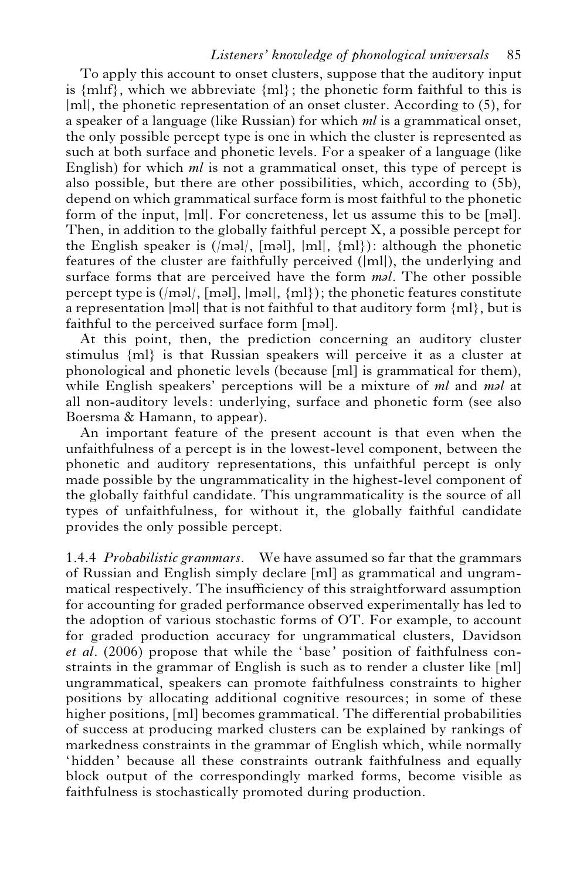To apply this account to onset clusters, suppose that the auditory input is {mlɪf}, which we abbreviate {ml}; the phonetic form faithful to this is |ml|, the phonetic representation of an onset cluster. According to (5), for a speaker of a language (like Russian) for which *ml* is a grammatical onset, the only possible percept type is one in which the cluster is represented as such at both surface and phonetic levels. For a speaker of a language (like English) for which *ml* is not a grammatical onset, this type of percept is also possible, but there are other possibilities, which, according to (5b), depend on which grammatical surface form is most faithful to the phonetic form of the input, |ml|. For concreteness, let us assume this to be [məl]. Then, in addition to the globally faithful percept X, a possible percept for the English speaker is (/məl/, [məl], |ml|, {ml}): although the phonetic features of the cluster are faithfully perceived (|ml|), the underlying and surface forms that are perceived have the form *məl*. The other possible percept type is (/məl/, [məl], |məl|, {ml}); the phonetic features constitute a representation |məl| that is not faithful to that auditory form {ml}, but is faithful to the perceived surface form [məl].

At this point, then, the prediction concerning an auditory cluster stimulus {ml} is that Russian speakers will perceive it as a cluster at phonological and phonetic levels (because [ml] is grammatical for them), while English speakers' perceptions will be a mixture of *ml* and *məl* at all non-auditory levels: underlying, surface and phonetic form (see also Boersma & Hamann, to appear).

An important feature of the present account is that even when the unfaithfulness of a percept is in the lowest-level component, between the phonetic and auditory representations, this unfaithful percept is only made possible by the ungrammaticality in the highest-level component of the globally faithful candidate. This ungrammaticality is the source of all types of unfaithfulness, for without it, the globally faithful candidate provides the only possible percept.

1.4.4 *Probabilistic grammars.* We have assumed so far that the grammars of Russian and English simply declare [ml] as grammatical and ungrammatical respectively. The insufficiency of this straightforward assumption for accounting for graded performance observed experimentally has led to the adoption of various stochastic forms of OT. For example, to account for graded production accuracy for ungrammatical clusters, Davidson *et al.* (2006) propose that while the 'base' position of faithfulness constraints in the grammar of English is such as to render a cluster like [ml] ungrammatical, speakers can promote faithfulness constraints to higher positions by allocating additional cognitive resources; in some of these higher positions, [ml] becomes grammatical. The differential probabilities of success at producing marked clusters can be explained by rankings of markedness constraints in the grammar of English which, while normally 'hidden' because all these constraints outrank faithfulness and equally block output of the correspondingly marked forms, become visible as faithfulness is stochastically promoted during production.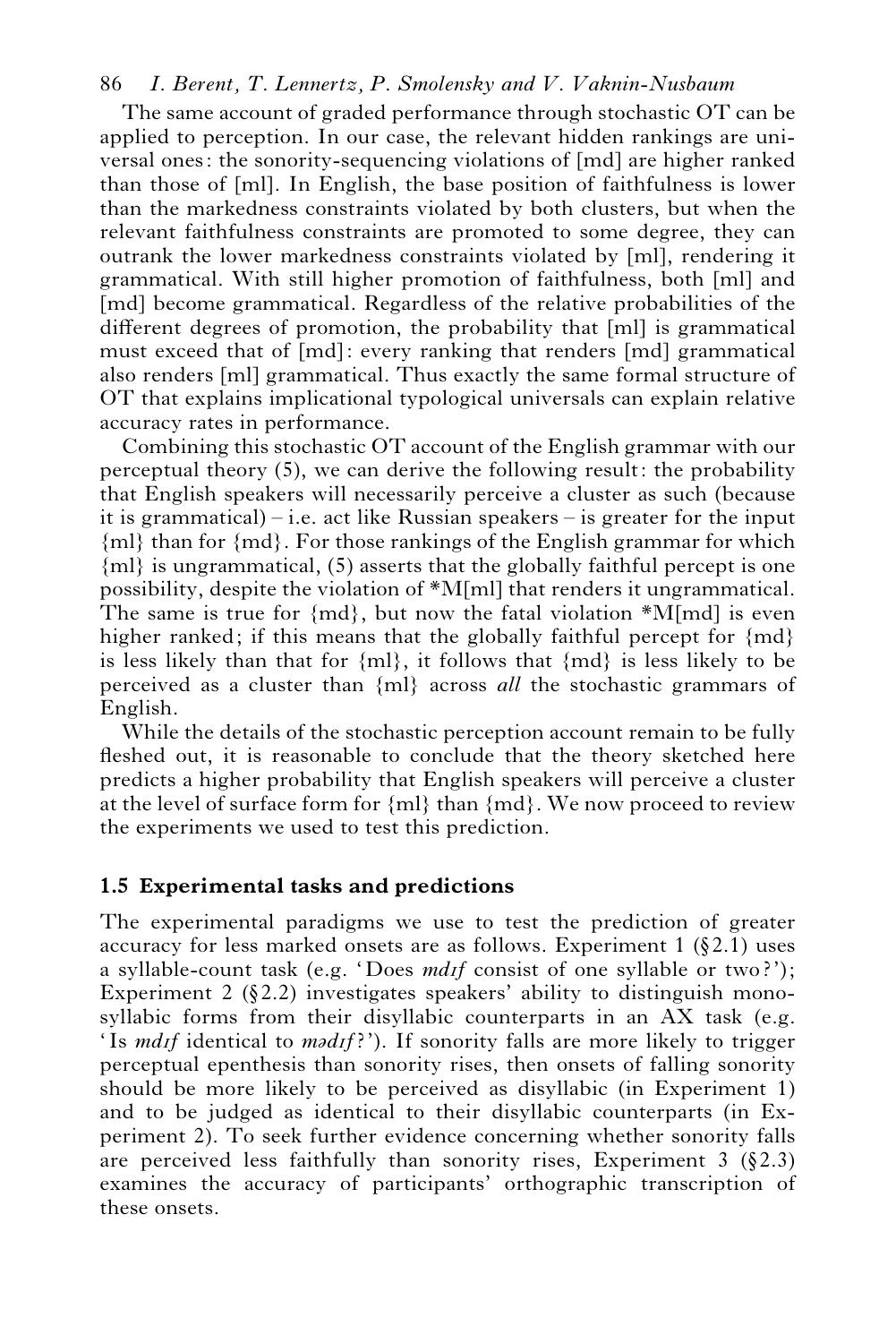The same account of graded performance through stochastic OT can be applied to perception. In our case, the relevant hidden rankings are universal ones: the sonority-sequencing violations of [md] are higher ranked than those of [ml]. In English, the base position of faithfulness is lower than the markedness constraints violated by both clusters, but when the relevant faithfulness constraints are promoted to some degree, they can outrank the lower markedness constraints violated by [ml], rendering it grammatical. With still higher promotion of faithfulness, both [ml] and [md] become grammatical. Regardless of the relative probabilities of the different degrees of promotion, the probability that [ml] is grammatical must exceed that of [md]: every ranking that renders [md] grammatical also renders [ml] grammatical. Thus exactly the same formal structure of OT that explains implicational typological universals can explain relative accuracy rates in performance.

Combining this stochastic OT account of the English grammar with our perceptual theory (5), we can derive the following result: the probability that English speakers will necessarily perceive a cluster as such (because it is grammatical) – i.e. act like Russian speakers – is greater for the input {ml} than for {md}. For those rankings of the English grammar for which {ml} is ungrammatical, (5) asserts that the globally faithful percept is one possibility, despite the violation of *M[ml] that renders it ungrammatical. The same is true for {md}, but now the fatal violation *M[md] is even higher ranked; if this means that the globally faithful percept for {md} is less likely than that for {ml}, it follows that {md} is less likely to be perceived as a cluster than {ml} across *all* the stochastic grammars of English.

While the details of the stochastic perception account remain to be fully fleshed out, it is reasonable to conclude that the theory sketched here predicts a higher probability that English speakers will perceive a cluster at the level of surface form for {ml} than {md}. We now proceed to review the experiments we used to test this prediction.

### 1.5 Experimental tasks and predictions

The experimental paradigms we use to test the prediction of greater accuracy for less marked onsets are as follows. Experiment 1 (§2.1) uses a syllable-count task (e.g. 'Does *mdɪf* consist of one syllable or two?'); Experiment 2 (§2.2) investigates speakers' ability to distinguish monosyllabic forms from their disyllabic counterparts in an AX task (e.g. 'Is *mdɪf* identical to *mədɪf*?'). If sonority falls are more likely to trigger perceptual epenthesis than sonority rises, then onsets of falling sonority should be more likely to be perceived as disyllabic (in Experiment 1) and to be judged as identical to their disyllabic counterparts (in Experiment 2). To seek further evidence concerning whether sonority falls are perceived less faithfully than sonority rises, Experiment 3 (§2.3) examines the accuracy of participants' orthographic transcription of these onsets.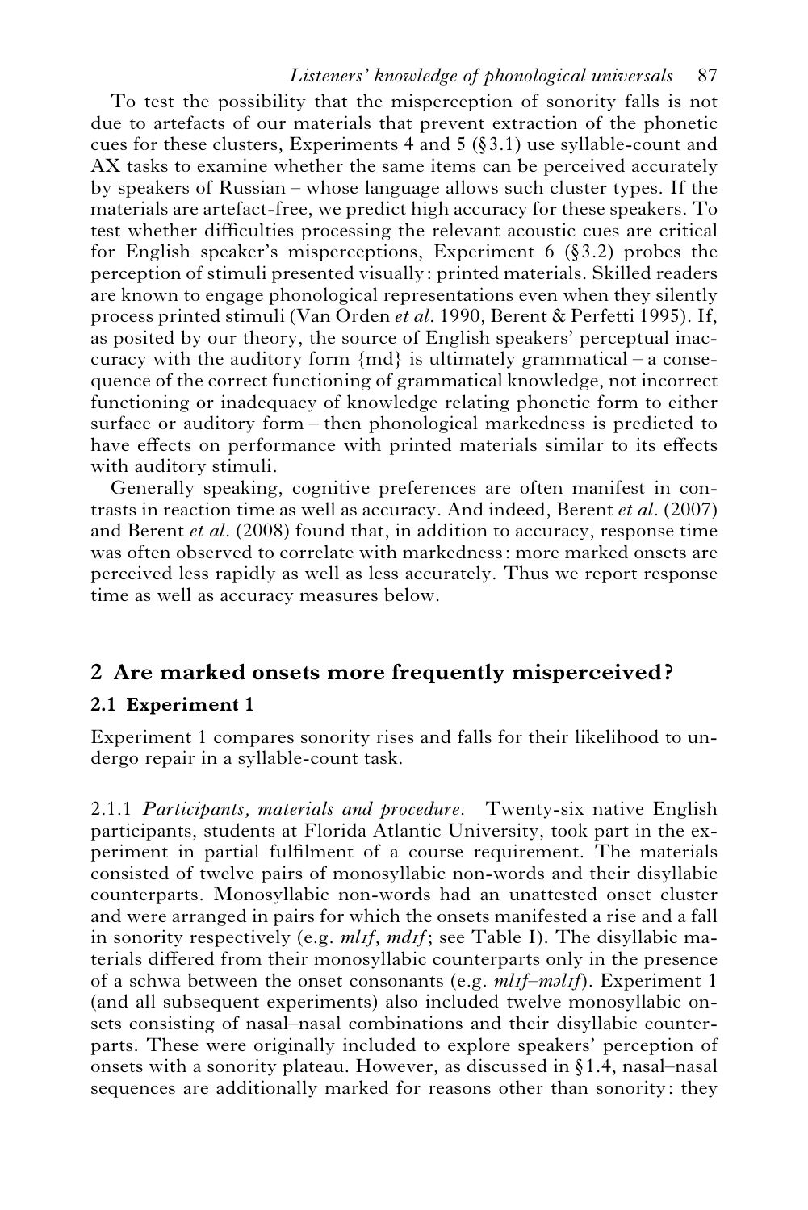To test the possibility that the misperception of sonority falls is not due to artefacts of our materials that prevent extraction of the phonetic cues for these clusters, Experiments 4 and 5 (§3.1) use syllable-count and AX tasks to examine whether the same items can be perceived accurately by speakers of Russian – whose language allows such cluster types. If the materials are artefact-free, we predict high accuracy for these speakers. To test whether difficulties processing the relevant acoustic cues are critical for English speaker's misperceptions, Experiment 6 (§3.2) probes the perception of stimuli presented visually: printed materials. Skilled readers are known to engage phonological representations even when they silently process printed stimuli (Van Orden *et al*. 1990, Berent & Perfetti 1995). If, as posited by our theory, the source of English speakers' perceptual inaccuracy with the auditory form {md} is ultimately grammatical – a consequence of the correct functioning of grammatical knowledge, not incorrect functioning or inadequacy of knowledge relating phonetic form to either surface or auditory form – then phonological markedness is predicted to have effects on performance with printed materials similar to its effects with auditory stimuli.

Generally speaking, cognitive preferences are often manifest in contrasts in reaction time as well as accuracy. And indeed, Berent *et al*. (2007) and Berent *et al*. (2008) found that, in addition to accuracy, response time was often observed to correlate with markedness: more marked onsets are perceived less rapidly as well as less accurately. Thus we report response time as well as accuracy measures below.

## 2 Are marked onsets more frequently misperceived?

### 2.1 Experiment 1

Experiment 1 compares sonority rises and falls for their likelihood to undergo repair in a syllable-count task.

2.1.1 *Participants, materials and procedure*. Twenty-six native English participants, students at Florida Atlantic University, took part in the experiment in partial fulfilment of a course requirement. The materials consisted of twelve pairs of monosyllabic non-words and their disyllabic counterparts. Monosyllabic non-words had an unattested onset cluster and were arranged in pairs for which the onsets manifested a rise and a fall in sonority respectively (e.g. *mlɪf*, *mdɪf*; see Table I). The disyllabic materials differed from their monosyllabic counterparts only in the presence of a schwa between the onset consonants (e.g. *mlɪf*–*məlɪf*). Experiment 1 (and all subsequent experiments) also included twelve monosyllabic onsets consisting of nasal–nasal combinations and their disyllabic counterparts. These were originally included to explore speakers' perception of onsets with a sonority plateau. However, as discussed in §1.4, nasal–nasal sequences are additionally marked for reasons other than sonority: they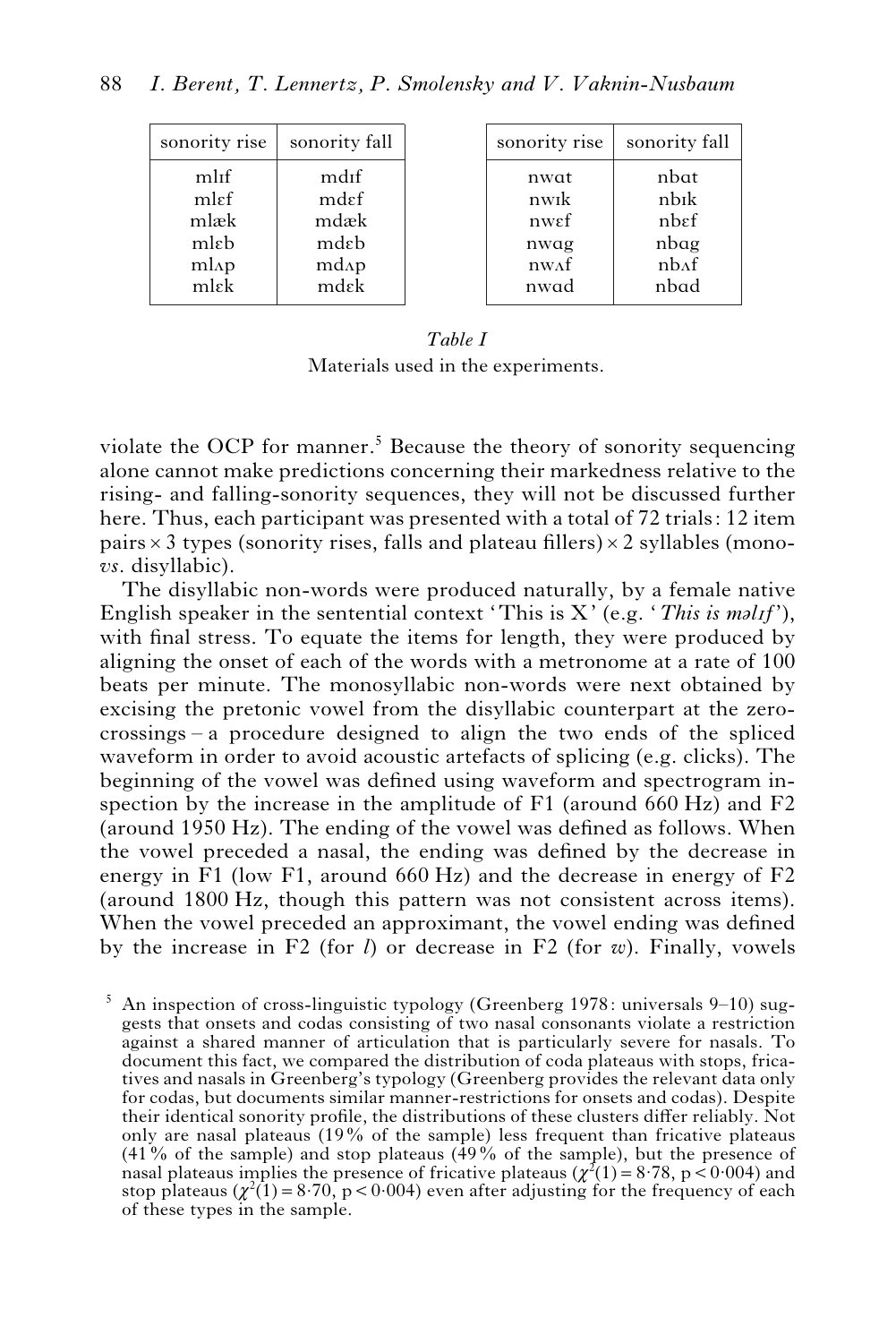| sonority rise | sonority fall |
|---|---|
| mlɪf | mdɪf |
| mlɛf | mdɛf |
| mlæk | mdæk |
| mlɛb | mdɛb |
| mlʌp | mdʌp |
| mlɛk | mdɛk |

| sonority rise | sonority fall |
|---|---|
| nwɑt | nbɑt |
| nwɪk | nbɪk |
| nwɛf | nbɛf |
| nwɑg | nbɑg |
| nwʌf | nbʌf |
| nwɑd | nbɑd |

*Table I*
Materials used in the experiments.

violate the OCP for manner.[5] Because the theory of sonority sequencing alone cannot make predictions concerning their markedness relative to the rising- and falling-sonority sequences, they will not be discussed further here. Thus, each participant was presented with a total of 72 trials: 12 item pairs × 3 types (sonority rises, falls and plateau fillers) × 2 syllables (mono- *vs*. disyllabic).

The disyllabic non-words were produced naturally, by a female native English speaker in the sentential context 'This is X' (e.g. '*This is məlɪf*'), with final stress. To equate the items for length, they were produced by aligning the onset of each of the words with a metronome at a rate of 100 beats per minute. The monosyllabic non-words were next obtained by excising the pretonic vowel from the disyllabic counterpart at the zero-crossings – a procedure designed to align the two ends of the spliced waveform in order to avoid acoustic artefacts of splicing (e.g. clicks). The beginning of the vowel was defined using waveform and spectrogram inspection by the increase in the amplitude of F1 (around 660 Hz) and F2 (around 1950 Hz). The ending of the vowel was defined as follows. When the vowel preceded a nasal, the ending was defined by the decrease in energy in F1 (low F1, around 660 Hz) and the decrease in energy of F2 (around 1800 Hz, though this pattern was not consistent across items). When the vowel preceded an approximant, the vowel ending was defined by the increase in F2 (for *l*) or decrease in F2 (for *w*). Finally, vowels

[5] An inspection of cross-linguistic typology (Greenberg 1978: universals 9–10) suggests that onsets and codas consisting of two nasal consonants violate a restriction against a shared manner of articulation that is particularly severe for nasals. To document this fact, we compared the distribution of coda plateaus with stops, fricatives and nasals in Greenberg's typology (Greenberg provides the relevant data only for codas, but documents similar manner-restrictions for onsets and codas). Despite their identical sonority profile, the distributions of these clusters differ reliably. Not only are nasal plateaus (19% of the sample) less frequent than fricative plateaus (41% of the sample) and stop plateaus (49% of the sample), but the presence of nasal plateaus implies the presence of fricative plateaus ($\chi^2(1) = 8{\cdot}78$, $p < 0{\cdot}004$) and stop plateaus ($\chi^2(1) = 8{\cdot}70$, $p < 0{\cdot}004$) even after adjusting for the frequency of each of these types in the sample.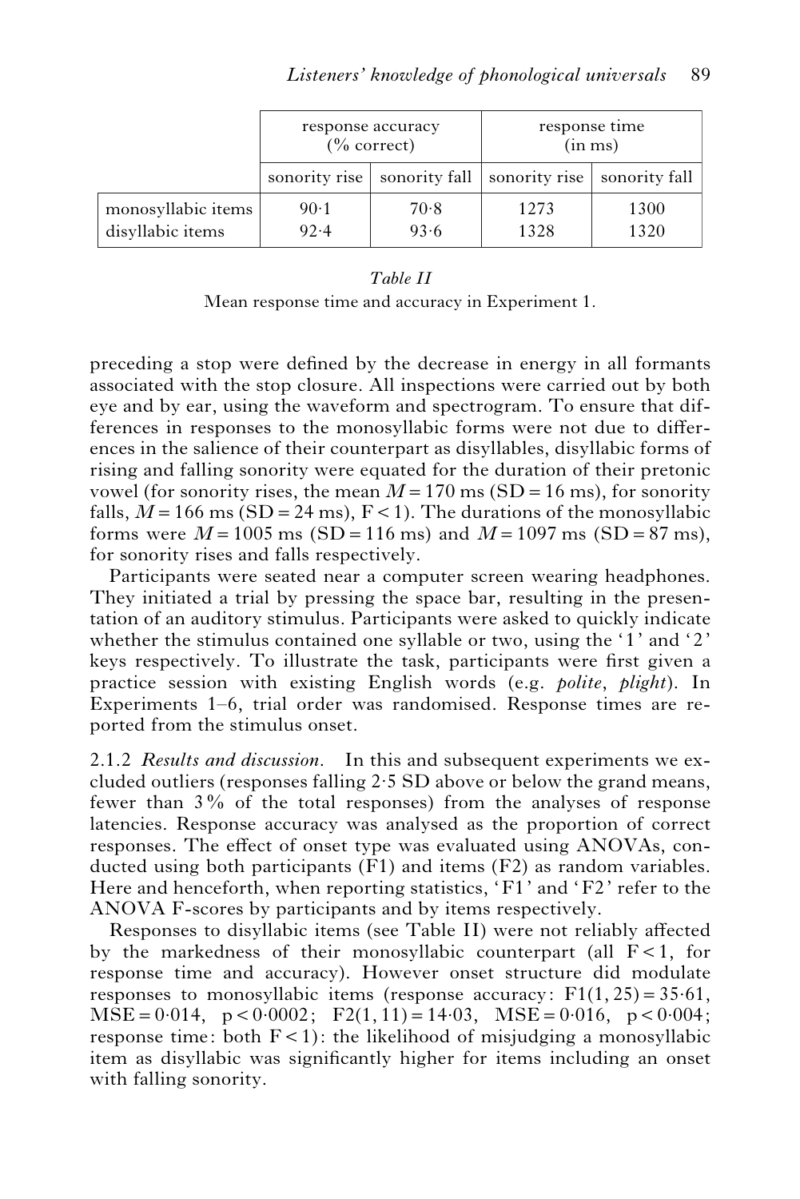| | response accuracy (% correct) | | response time (in ms) | |
|---|---|---|---|---|
| | sonority rise | sonority fall | sonority rise | sonority fall |
| monosyllabic items | 90·1 | 70·8 | 1273 | 1300 |
| disyllabic items | 92·4 | 93·6 | 1328 | 1320 |

*Table II*

Mean response time and accuracy in Experiment 1.

preceding a stop were defined by the decrease in energy in all formants associated with the stop closure. All inspections were carried out by both eye and by ear, using the waveform and spectrogram. To ensure that differences in responses to the monosyllabic forms were not due to differences in the salience of their counterpart as disyllables, disyllabic forms of rising and falling sonority were equated for the duration of their pretonic vowel (for sonority rises, the mean $M = 170$ ms (SD = 16 ms), for sonority falls, $M = 166$ ms (SD = 24 ms), $F < 1$). The durations of the monosyllabic forms were $M = 1005$ ms (SD = 116 ms) and $M = 1097$ ms (SD = 87 ms), for sonority rises and falls respectively.

Participants were seated near a computer screen wearing headphones. They initiated a trial by pressing the space bar, resulting in the presentation of an auditory stimulus. Participants were asked to quickly indicate whether the stimulus contained one syllable or two, using the '1' and '2' keys respectively. To illustrate the task, participants were first given a practice session with existing English words (e.g. *polite*, *plight*). In Experiments 1–6, trial order was randomised. Response times are reported from the stimulus onset.

2.1.2 *Results and discussion.* In this and subsequent experiments we excluded outliers (responses falling 2·5 SD above or below the grand means, fewer than 3% of the total responses) from the analyses of response latencies. Response accuracy was analysed as the proportion of correct responses. The effect of onset type was evaluated using ANOVAs, conducted using both participants (F1) and items (F2) as random variables. Here and henceforth, when reporting statistics, 'F1' and 'F2' refer to the ANOVA F-scores by participants and by items respectively.

Responses to disyllabic items (see Table II) were not reliably affected by the markedness of their monosyllabic counterpart (all $F < 1$, for response time and accuracy). However onset structure did modulate responses to monosyllabic items (response accuracy: $F1(1, 25) = 35{\cdot}61$, $MSE = 0{\cdot}014$, $p < 0{\cdot}0002$; $F2(1, 11) = 14{\cdot}03$, $MSE = 0{\cdot}016$, $p < 0{\cdot}004$; response time: both $F < 1$): the likelihood of misjudging a monosyllabic item as disyllabic was significantly higher for items including an onset with falling sonority.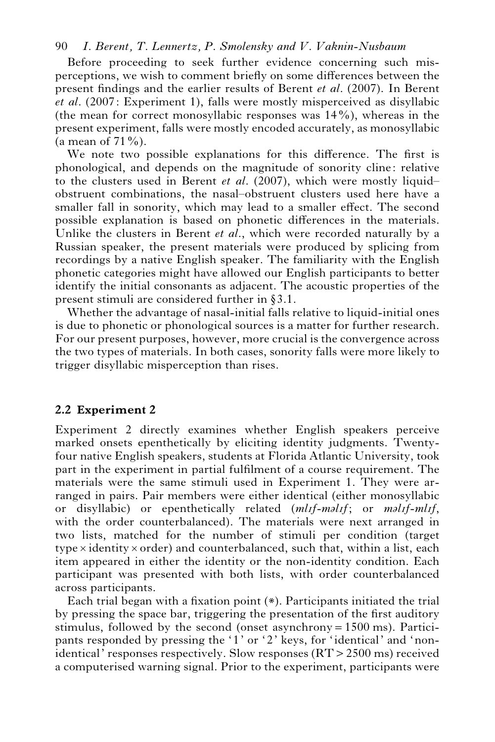Before proceeding to seek further evidence concerning such misperceptions, we wish to comment briefly on some differences between the present findings and the earlier results of Berent *et al*. (2007). In Berent *et al*. (2007: Experiment 1), falls were mostly misperceived as disyllabic (the mean for correct monosyllabic responses was 14%), whereas in the present experiment, falls were mostly encoded accurately, as monosyllabic (a mean of 71%).

We note two possible explanations for this difference. The first is phonological, and depends on the magnitude of sonority cline: relative to the clusters used in Berent *et al*. (2007), which were mostly liquid–obstruent combinations, the nasal–obstruent clusters used here have a smaller fall in sonority, which may lead to a smaller effect. The second possible explanation is based on phonetic differences in the materials. Unlike the clusters in Berent *et al*., which were recorded naturally by a Russian speaker, the present materials were produced by splicing from recordings by a native English speaker. The familiarity with the English phonetic categories might have allowed our English participants to better identify the initial consonants as adjacent. The acoustic properties of the present stimuli are considered further in §3.1.

Whether the advantage of nasal-initial falls relative to liquid-initial ones is due to phonetic or phonological sources is a matter for further research. For our present purposes, however, more crucial is the convergence across the two types of materials. In both cases, sonority falls were more likely to trigger disyllabic misperception than rises.

### 2.2 Experiment 2

Experiment 2 directly examines whether English speakers perceive marked onsets epenthetically by eliciting identity judgments. Twenty-four native English speakers, students at Florida Atlantic University, took part in the experiment in partial fulfilment of a course requirement. The materials were the same stimuli used in Experiment 1. They were arranged in pairs. Pair members were either identical (either monosyllabic or disyllabic) or epenthetically related (*mlɪf-məlɪf*; or *məlɪf-mlɪf*, with the order counterbalanced). The materials were next arranged in two lists, matched for the number of stimuli per condition (target type × identity × order) and counterbalanced, such that, within a list, each item appeared in either the identity or the non-identity condition. Each participant was presented with both lists, with order counterbalanced across participants.

Each trial began with a fixation point (*). Participants initiated the trial by pressing the space bar, triggering the presentation of the first auditory stimulus, followed by the second (onset asynchrony = 1500 ms). Participants responded by pressing the '1' or '2' keys, for 'identical' and 'non-identical' responses respectively. Slow responses (RT > 2500 ms) received a computerised warning signal. Prior to the experiment, participants were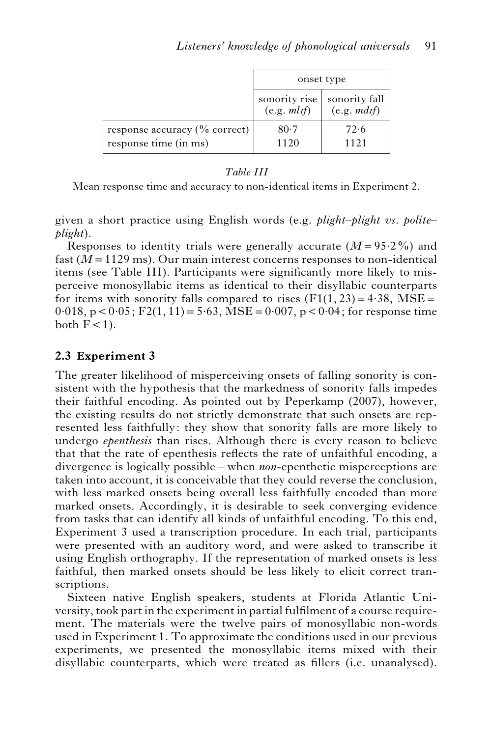| | onset type | |
|---|---|---|
| | sonority rise (e.g. *mlɪf*) | sonority fall (e.g. *mdɪf*) |
| response accuracy (% correct) | 80·7 | 72·6 |
| response time (in ms) | 1120 | 1121 |

*Table III*

Mean response time and accuracy to non-identical items in Experiment 2.

given a short practice using English words (e.g. *plight–plight vs. polite–plight*).

Responses to identity trials were generally accurate ($M = 95{\cdot}2\%$) and fast ($M = 1129$ ms). Our main interest concerns responses to non-identical items (see Table III). Participants were significantly more likely to misperceive monosyllabic items as identical to their disyllabic counterparts for items with sonority falls compared to rises ($F1(1, 23) = 4{\cdot}38$, $MSE = 0{\cdot}018$, $p < 0{\cdot}05$; $F2(1, 11) = 5{\cdot}63$, $MSE = 0{\cdot}007$, $p < 0{\cdot}04$; for response time both $F < 1$).

### 2.3 Experiment 3

The greater likelihood of misperceiving onsets of falling sonority is consistent with the hypothesis that the markedness of sonority falls impedes their faithful encoding. As pointed out by Peperkamp (2007), however, the existing results do not strictly demonstrate that such onsets are represented less faithfully: they show that sonority falls are more likely to undergo *epenthesis* than rises. Although there is every reason to believe that that the rate of epenthesis reflects the rate of unfaithful encoding, a divergence is logically possible – when *non*-epenthetic misperceptions are taken into account, it is conceivable that they could reverse the conclusion, with less marked onsets being overall less faithfully encoded than more marked onsets. Accordingly, it is desirable to seek converging evidence from tasks that can identify all kinds of unfaithful encoding. To this end, Experiment 3 used a transcription procedure. In each trial, participants were presented with an auditory word, and were asked to transcribe it using English orthography. If the representation of marked onsets is less faithful, then marked onsets should be less likely to elicit correct transcriptions.

Sixteen native English speakers, students at Florida Atlantic University, took part in the experiment in partial fulfilment of a course requirement. The materials were the twelve pairs of monosyllabic non-words used in Experiment 1. To approximate the conditions used in our previous experiments, we presented the monosyllabic items mixed with their disyllabic counterparts, which were treated as fillers (i.e. unanalysed).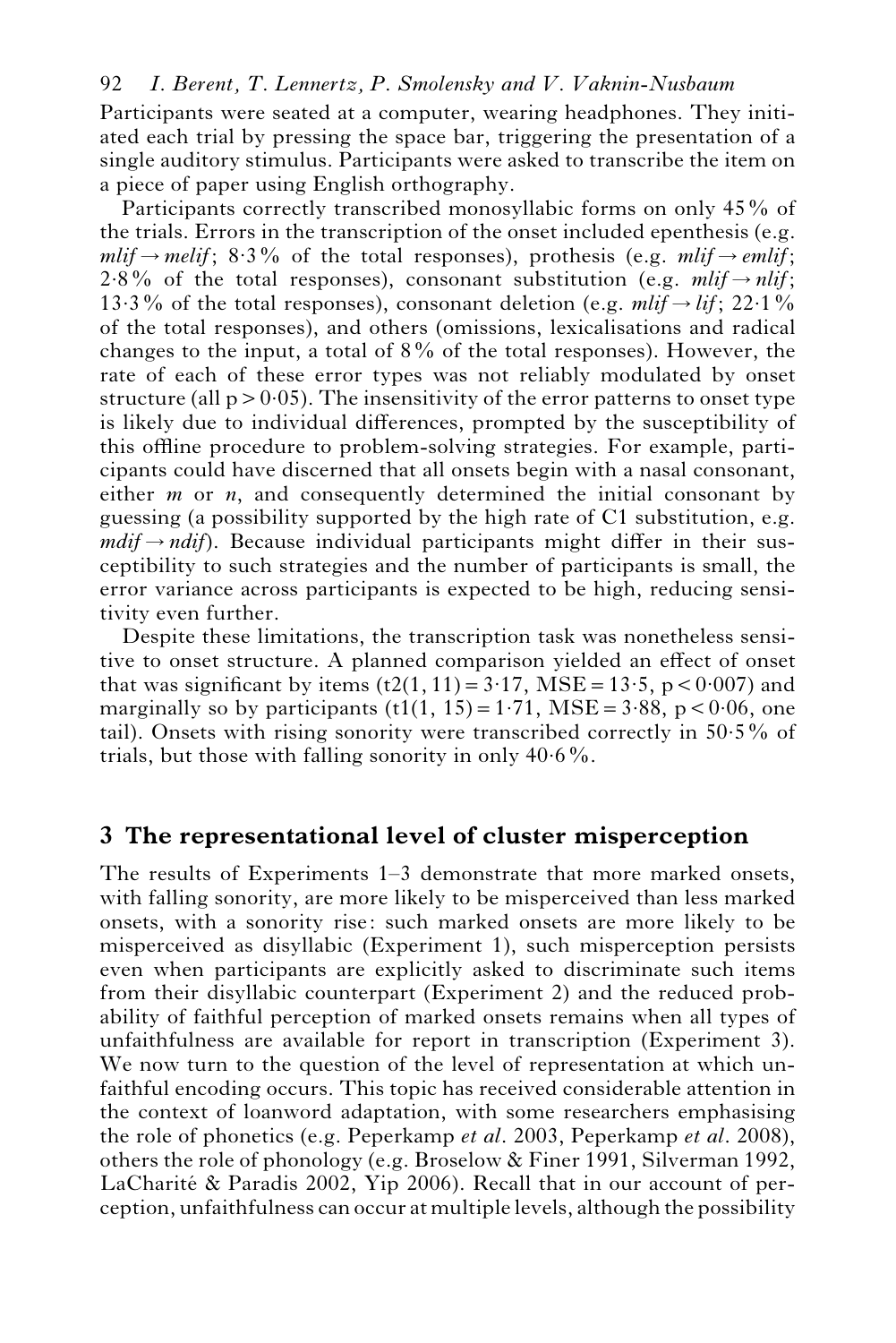Participants were seated at a computer, wearing headphones. They initiated each trial by pressing the space bar, triggering the presentation of a single auditory stimulus. Participants were asked to transcribe the item on a piece of paper using English orthography.

Participants correctly transcribed monosyllabic forms on only 45% of the trials. Errors in the transcription of the onset included epenthesis (e.g. *mlif* → *melif*; 8·3% of the total responses), prothesis (e.g. *mlif* → *emlif*; 2·8% of the total responses), consonant substitution (e.g. *mlif* → *nlif*; 13·3% of the total responses), consonant deletion (e.g. *mlif* → *lif*; 22·1% of the total responses), and others (omissions, lexicalisations and radical changes to the input, a total of 8% of the total responses). However, the rate of each of these error types was not reliably modulated by onset structure (all $p > 0{\cdot}05$). The insensitivity of the error patterns to onset type is likely due to individual differences, prompted by the susceptibility of this offline procedure to problem-solving strategies. For example, participants could have discerned that all onsets begin with a nasal consonant, either *m* or *n*, and consequently determined the initial consonant by guessing (a possibility supported by the high rate of C1 substitution, e.g. *mdif* → *ndif*). Because individual participants might differ in their susceptibility to such strategies and the number of participants is small, the error variance across participants is expected to be high, reducing sensitivity even further.

Despite these limitations, the transcription task was nonetheless sensitive to onset structure. A planned comparison yielded an effect of onset that was significant by items ($t2(1, 11) = 3{\cdot}17$, $MSE = 13{\cdot}5$, $p < 0{\cdot}007$) and marginally so by participants ($t1(1, 15) = 1{\cdot}71$, $MSE = 3{\cdot}88$, $p < 0{\cdot}06$, one tail). Onsets with rising sonority were transcribed correctly in 50·5% of trials, but those with falling sonority in only 40·6%.

## 3 The representational level of cluster misperception

The results of Experiments 1–3 demonstrate that more marked onsets, with falling sonority, are more likely to be misperceived than less marked onsets, with a sonority rise: such marked onsets are more likely to be misperceived as disyllabic (Experiment 1), such misperception persists even when participants are explicitly asked to discriminate such items from their disyllabic counterpart (Experiment 2) and the reduced probability of faithful perception of marked onsets remains when all types of unfaithfulness are available for report in transcription (Experiment 3). We now turn to the question of the level of representation at which unfaithful encoding occurs. This topic has received considerable attention in the context of loanword adaptation, with some researchers emphasising the role of phonetics (e.g. Peperkamp *et al*. 2003, Peperkamp *et al*. 2008), others the role of phonology (e.g. Broselow & Finer 1991, Silverman 1992, LaCharité & Paradis 2002, Yip 2006). Recall that in our account of perception, unfaithfulness can occur at multiple levels, although the possibility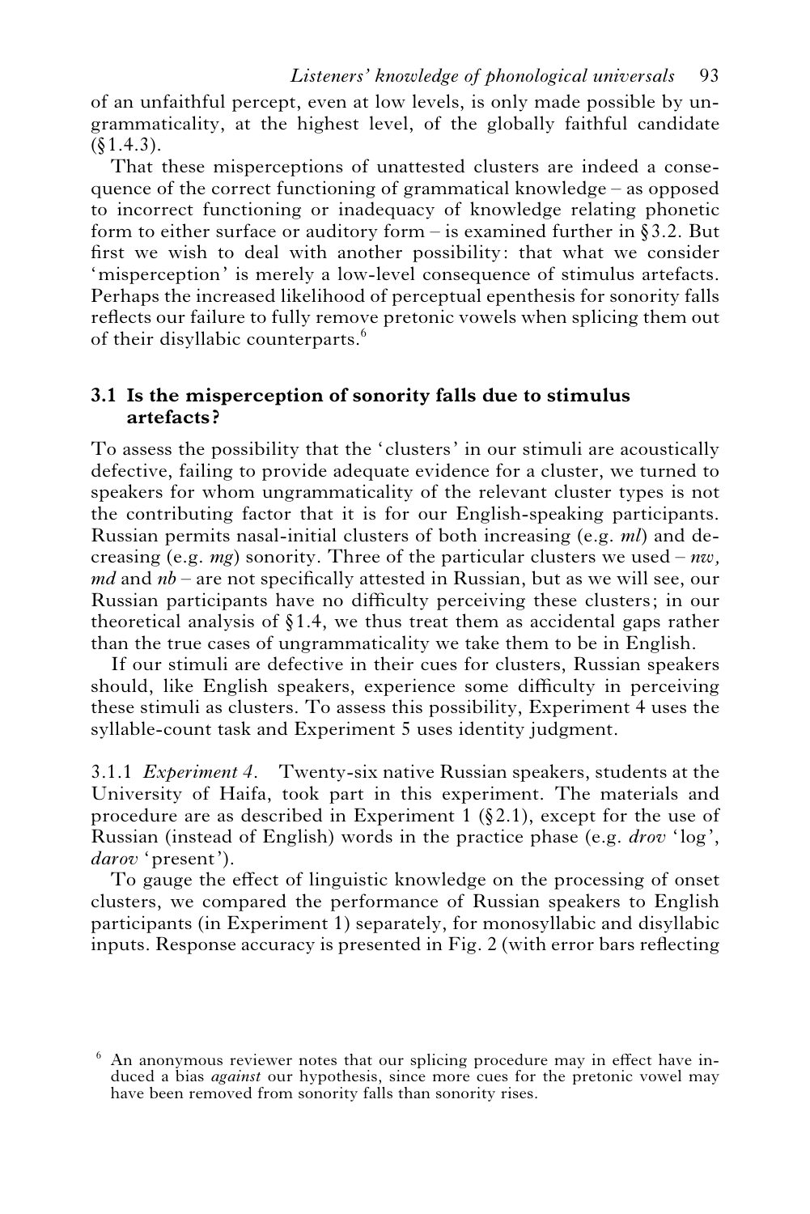of an unfaithful percept, even at low levels, is only made possible by ungrammaticality, at the highest level, of the globally faithful candidate (§1.4.3).

That these misperceptions of unattested clusters are indeed a consequence of the correct functioning of grammatical knowledge – as opposed to incorrect functioning or inadequacy of knowledge relating phonetic form to either surface or auditory form – is examined further in §3.2. But first we wish to deal with another possibility: that what we consider 'misperception' is merely a low-level consequence of stimulus artefacts. Perhaps the increased likelihood of perceptual epenthesis for sonority falls reflects our failure to fully remove pretonic vowels when splicing them out of their disyllabic counterparts.[6]

### 3.1 Is the misperception of sonority falls due to stimulus artefacts?

To assess the possibility that the 'clusters' in our stimuli are acoustically defective, failing to provide adequate evidence for a cluster, we turned to speakers for whom ungrammaticality of the relevant cluster types is not the contributing factor that it is for our English-speaking participants. Russian permits nasal-initial clusters of both increasing (e.g. *ml*) and decreasing (e.g. *mg*) sonority. Three of the particular clusters we used – *nw, md* and *nb* – are not specifically attested in Russian, but as we will see, our Russian participants have no difficulty perceiving these clusters; in our theoretical analysis of §1.4, we thus treat them as accidental gaps rather than the true cases of ungrammaticality we take them to be in English.

If our stimuli are defective in their cues for clusters, Russian speakers should, like English speakers, experience some difficulty in perceiving these stimuli as clusters. To assess this possibility, Experiment 4 uses the syllable-count task and Experiment 5 uses identity judgment.

3.1.1 *Experiment 4.* Twenty-six native Russian speakers, students at the University of Haifa, took part in this experiment. The materials and procedure are as described in Experiment 1 (§2.1), except for the use of Russian (instead of English) words in the practice phase (e.g. *drov* 'log', *darov* 'present').

To gauge the effect of linguistic knowledge on the processing of onset clusters, we compared the performance of Russian speakers to English participants (in Experiment 1) separately, for monosyllabic and disyllabic inputs. Response accuracy is presented in Fig. 2 (with error bars reflecting

[6] An anonymous reviewer notes that our splicing procedure may in effect have induced a bias *against* our hypothesis, since more cues for the pretonic vowel may have been removed from sonority falls than sonority rises.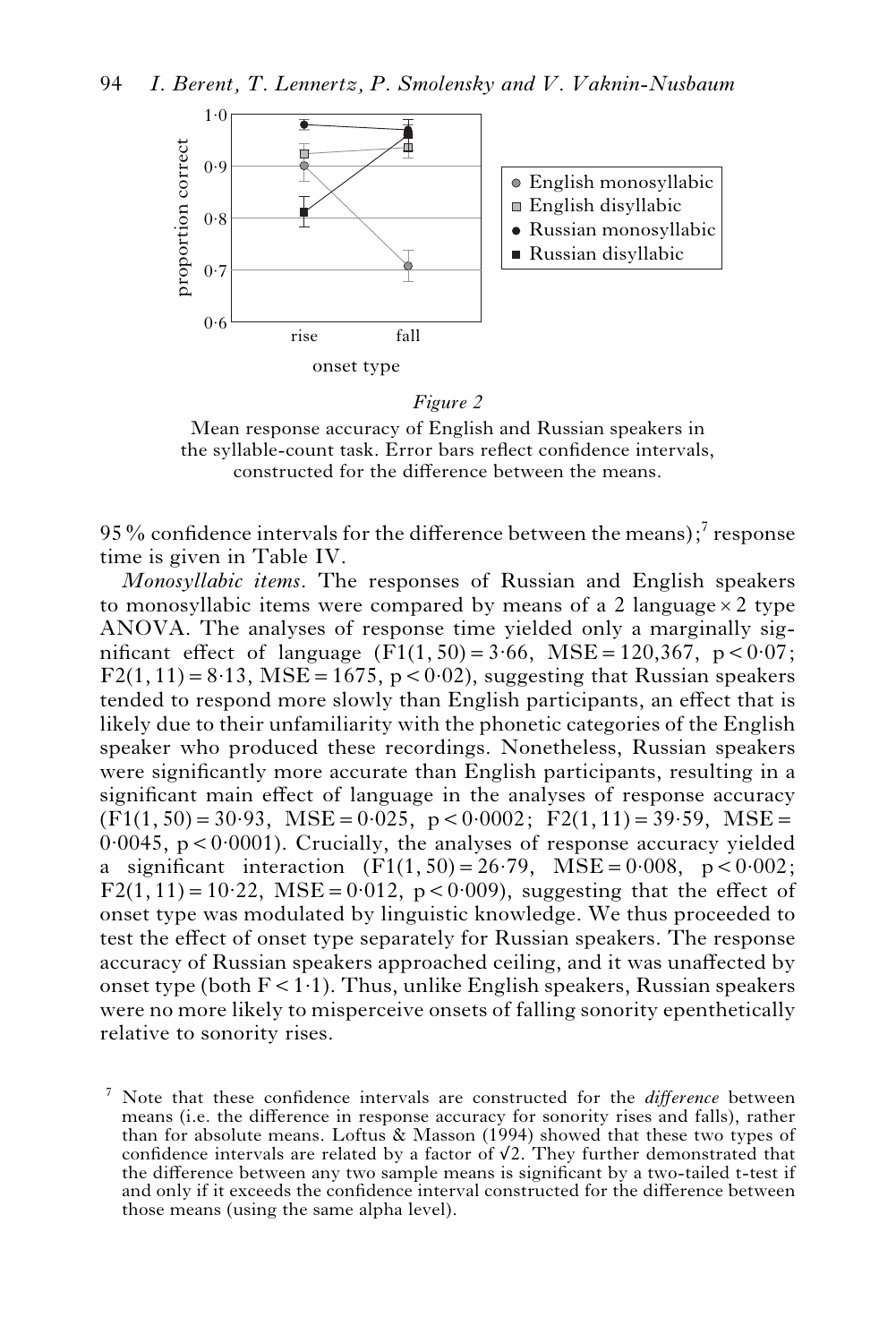*Figure 2*

Mean response accuracy of English and Russian speakers in the syllable-count task. Error bars reflect confidence intervals, constructed for the difference between the means.

95% confidence intervals for the difference between the means);[7] response time is given in Table IV.

*Monosyllabic items*. The responses of Russian and English speakers to monosyllabic items were compared by means of a 2 language $\times$ 2 type ANOVA. The analyses of response time yielded only a marginally significant effect of language ($F1(1, 50) = 3{\cdot}66$, $MSE = 120{,}367$, $p < 0{\cdot}07$; $F2(1, 11) = 8{\cdot}13$, $MSE = 1675$, $p < 0{\cdot}02$), suggesting that Russian speakers tended to respond more slowly than English participants, an effect that is likely due to their unfamiliarity with the phonetic categories of the English speaker who produced these recordings. Nonetheless, Russian speakers were significantly more accurate than English participants, resulting in a significant main effect of language in the analyses of response accuracy ($F1(1, 50) = 30{\cdot}93$, $MSE = 0{\cdot}025$, $p < 0{\cdot}0002$; $F2(1, 11) = 39{\cdot}59$, $MSE = 0{\cdot}0045$, $p < 0{\cdot}0001$). Crucially, the analyses of response accuracy yielded a significant interaction ($F1(1, 50) = 26{\cdot}79$, $MSE = 0{\cdot}008$, $p < 0{\cdot}002$; $F2(1, 11) = 10{\cdot}22$, $MSE = 0{\cdot}012$, $p < 0{\cdot}009$), suggesting that the effect of onset type was modulated by linguistic knowledge. We thus proceeded to test the effect of onset type separately for Russian speakers. The response accuracy of Russian speakers approached ceiling, and it was unaffected by onset type (both $F < 1{\cdot}1$). Thus, unlike English speakers, Russian speakers were no more likely to misperceive onsets of falling sonority epenthetically relative to sonority rises.

[7] Note that these confidence intervals are constructed for the *difference* between means (i.e. the difference in response accuracy for sonority rises and falls), rather than for absolute means. Loftus & Masson (1994) showed that these two types of confidence intervals are related by a factor of $\sqrt{2}$. They further demonstrated that the difference between any two sample means is significant by a two-tailed t-test if and only if it exceeds the confidence interval constructed for the difference between those means (using the same alpha level).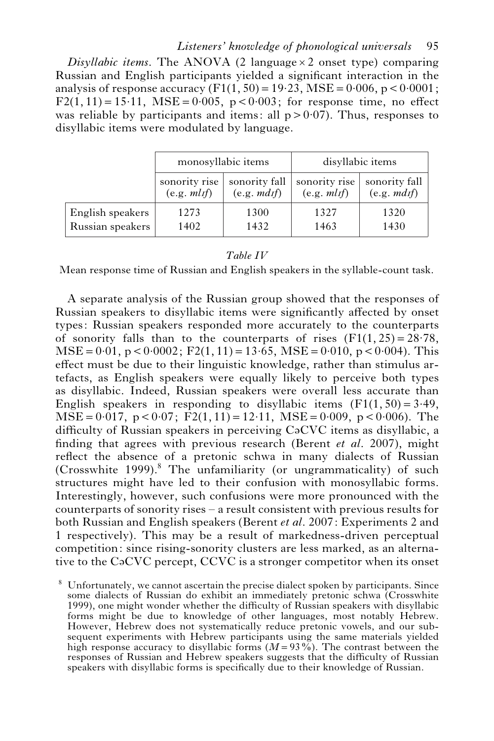*Disyllabic items*. The ANOVA (2 language × 2 onset type) comparing Russian and English participants yielded a significant interaction in the analysis of response accuracy ($F1(1, 50) = 19{\cdot}23$, $MSE = 0{\cdot}006$, $p < 0{\cdot}0001$; $F2(1, 11) = 15{\cdot}11$, $MSE = 0{\cdot}005$, $p < 0{\cdot}003$; for response time, no effect was reliable by participants and items: all $p > 0{\cdot}07$). Thus, responses to disyllabic items were modulated by language.

| | monosyllabic items | | disyllabic items | |
|---|---|---|---|---|
| | sonority rise (e.g. *mlɪf*) | sonority fall (e.g. *mdɪf*) | sonority rise (e.g. *mlɪf*) | sonority fall (e.g. *mdɪf*) |
| English speakers | 1273 | 1300 | 1327 | 1320 |
| Russian speakers | 1402 | 1432 | 1463 | 1430 |

*Table IV*

Mean response time of Russian and English speakers in the syllable-count task.

A separate analysis of the Russian group showed that the responses of Russian speakers to disyllabic items were significantly affected by onset types: Russian speakers responded more accurately to the counterparts of sonority falls than to the counterparts of rises ($F1(1, 25) = 28{\cdot}78$, $MSE = 0{\cdot}01$, $p < 0{\cdot}0002$; $F2(1, 11) = 13{\cdot}65$, $MSE = 0{\cdot}010$, $p < 0{\cdot}004$). This effect must be due to their linguistic knowledge, rather than stimulus artefacts, as English speakers were equally likely to perceive both types as disyllabic. Indeed, Russian speakers were overall less accurate than English speakers in responding to disyllabic items ($F1(1, 50) = 3{\cdot}49$, $MSE = 0{\cdot}017$, $p < 0{\cdot}07$; $F2(1, 11) = 12{\cdot}11$, $MSE = 0{\cdot}009$, $p < 0{\cdot}006$). The difficulty of Russian speakers in perceiving CəCVC items as disyllabic, a finding that agrees with previous research (Berent *et al*. 2007), might reflect the absence of a pretonic schwa in many dialects of Russian (Crosswhite 1999).[8] The unfamiliarity (or ungrammaticality) of such structures might have led to their confusion with monosyllabic forms. Interestingly, however, such confusions were more pronounced with the counterparts of sonority rises – a result consistent with previous results for both Russian and English speakers (Berent *et al*. 2007: Experiments 2 and 1 respectively). This may be a result of markedness-driven perceptual competition: since rising-sonority clusters are less marked, as an alternative to the CəCVC percept, CCVC is a stronger competitor when its onset

[8] Unfortunately, we cannot ascertain the precise dialect spoken by participants. Since some dialects of Russian do exhibit an immediately pretonic schwa (Crosswhite 1999), one might wonder whether the difficulty of Russian speakers with disyllabic forms might be due to knowledge of other languages, most notably Hebrew. However, Hebrew does not systematically reduce pretonic vowels, and our subsequent experiments with Hebrew participants using the same materials yielded high response accuracy to disyllabic forms ($M = 93\%$). The contrast between the responses of Russian and Hebrew speakers suggests that the difficulty of Russian speakers with disyllabic forms is specifically due to their knowledge of Russian.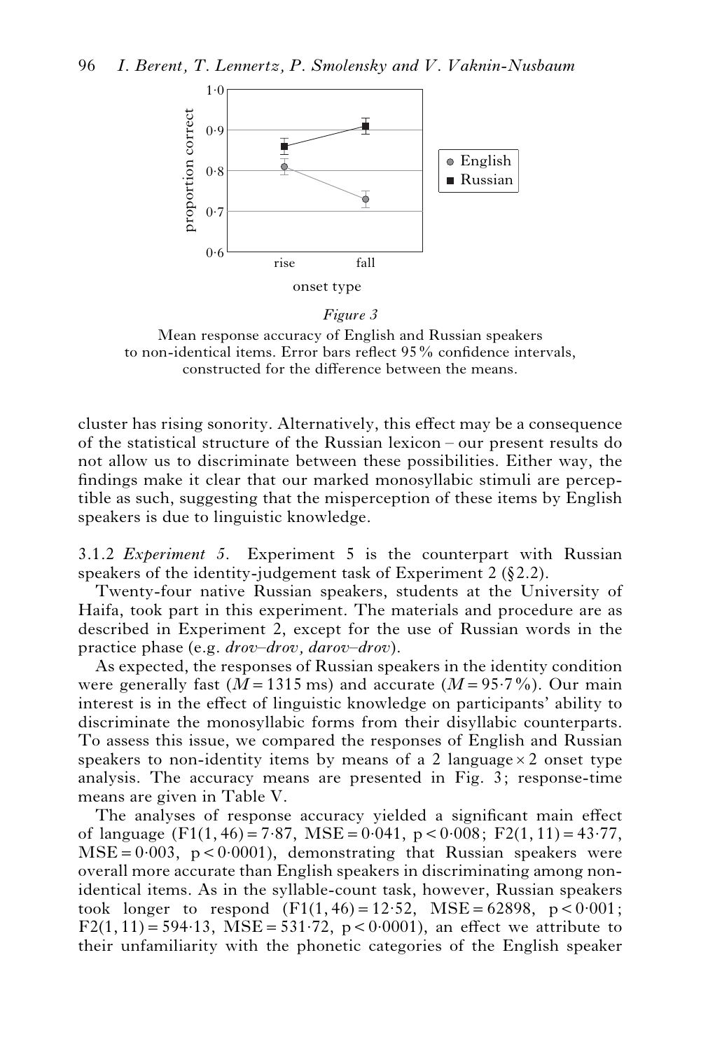*Figure 3*

Mean response accuracy of English and Russian speakers to non-identical items. Error bars reflect 95% confidence intervals, constructed for the difference between the means.

cluster has rising sonority. Alternatively, this effect may be a consequence of the statistical structure of the Russian lexicon – our present results do not allow us to discriminate between these possibilities. Either way, the findings make it clear that our marked monosyllabic stimuli are perceptible as such, suggesting that the misperception of these items by English speakers is due to linguistic knowledge.

3.1.2 *Experiment 5*. Experiment 5 is the counterpart with Russian speakers of the identity-judgement task of Experiment 2 (§2.2).

Twenty-four native Russian speakers, students at the University of Haifa, took part in this experiment. The materials and procedure are as described in Experiment 2, except for the use of Russian words in the practice phase (e.g. *drov–drov, darov–drov*).

As expected, the responses of Russian speakers in the identity condition were generally fast ($M = 1315$ ms) and accurate ($M = 95{\cdot}7\%$). Our main interest is in the effect of linguistic knowledge on participants' ability to discriminate the monosyllabic forms from their disyllabic counterparts. To assess this issue, we compared the responses of English and Russian speakers to non-identity items by means of a 2 language × 2 onset type analysis. The accuracy means are presented in Fig. 3; response-time means are given in Table V.

The analyses of response accuracy yielded a significant main effect of language ($F1(1, 46) = 7{\cdot}87$, $MSE = 0{\cdot}041$, $p < 0{\cdot}008$; $F2(1, 11) = 43{\cdot}77$, $MSE = 0{\cdot}003$, $p < 0{\cdot}0001$), demonstrating that Russian speakers were overall more accurate than English speakers in discriminating among non-identical items. As in the syllable-count task, however, Russian speakers took longer to respond ($F1(1, 46) = 12{\cdot}52$, $MSE = 62898$, $p < 0{\cdot}001$; $F2(1, 11) = 594{\cdot}13$, $MSE = 531{\cdot}72$, $p < 0{\cdot}0001$), an effect we attribute to their unfamiliarity with the phonetic categories of the English speaker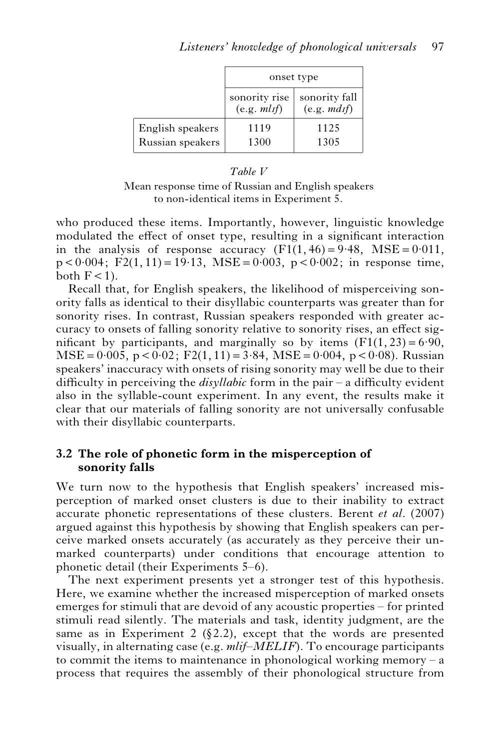| | onset type | |
|---|---|---|
| | sonority rise (e.g. *mlɪf*) | sonority fall (e.g. *mdɪf*) |
| English speakers | 1119 | 1125 |
| Russian speakers | 1300 | 1305 |

*Table V*

Mean response time of Russian and English speakers to non-identical items in Experiment 5.

who produced these items. Importantly, however, linguistic knowledge modulated the effect of onset type, resulting in a significant interaction in the analysis of response accuracy ($F1(1, 46) = 9{\cdot}48$, $MSE = 0{\cdot}011$, $p < 0{\cdot}004$; $F2(1, 11) = 19{\cdot}13$, $MSE = 0{\cdot}003$, $p < 0{\cdot}002$; in response time, both $F < 1$).

Recall that, for English speakers, the likelihood of misperceiving sonority falls as identical to their disyllabic counterparts was greater than for sonority rises. In contrast, Russian speakers responded with greater accuracy to onsets of falling sonority relative to sonority rises, an effect significant by participants, and marginally so by items ($F1(1, 23) = 6{\cdot}90$, $MSE = 0{\cdot}005$, $p < 0{\cdot}02$; $F2(1, 11) = 3{\cdot}84$, $MSE = 0{\cdot}004$, $p < 0{\cdot}08$). Russian speakers' inaccuracy with onsets of rising sonority may well be due to their difficulty in perceiving the *disyllabic* form in the pair – a difficulty evident also in the syllable-count experiment. In any event, the results make it clear that our materials of falling sonority are not universally confusable with their disyllabic counterparts.

### 3.2 The role of phonetic form in the misperception of sonority falls

We turn now to the hypothesis that English speakers' increased misperception of marked onset clusters is due to their inability to extract accurate phonetic representations of these clusters. Berent *et al*. (2007) argued against this hypothesis by showing that English speakers can perceive marked onsets accurately (as accurately as they perceive their unmarked counterparts) under conditions that encourage attention to phonetic detail (their Experiments 5–6).

The next experiment presents yet a stronger test of this hypothesis. Here, we examine whether the increased misperception of marked onsets emerges for stimuli that are devoid of any acoustic properties – for printed stimuli read silently. The materials and task, identity judgment, are the same as in Experiment 2 (§2.2), except that the words are presented visually, in alternating case (e.g. *mlif–MELIF*). To encourage participants to commit the items to maintenance in phonological working memory – a process that requires the assembly of their phonological structure from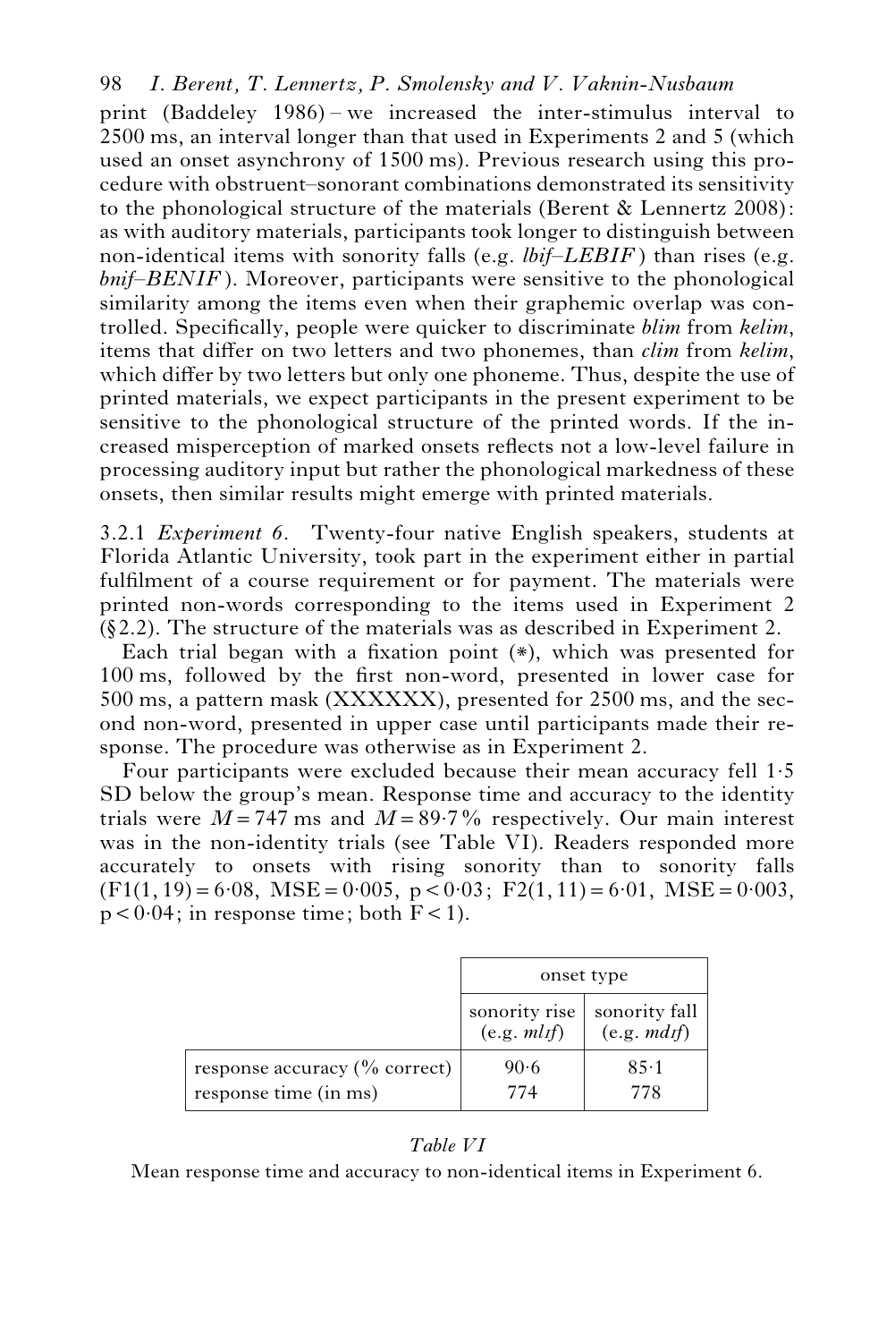print (Baddeley 1986) – we increased the inter-stimulus interval to 2500 ms, an interval longer than that used in Experiments 2 and 5 (which used an onset asynchrony of 1500 ms). Previous research using this procedure with obstruent–sonorant combinations demonstrated its sensitivity to the phonological structure of the materials (Berent & Lennertz 2008): as with auditory materials, participants took longer to distinguish between non-identical items with sonority falls (e.g. *lbif–LEBIF*) than rises (e.g. *bnif–BENIF*). Moreover, participants were sensitive to the phonological similarity among the items even when their graphemic overlap was controlled. Specifically, people were quicker to discriminate *blim* from *kelim*, items that differ on two letters and two phonemes, than *clim* from *kelim*, which differ by two letters but only one phoneme. Thus, despite the use of printed materials, we expect participants in the present experiment to be sensitive to the phonological structure of the printed words. If the increased misperception of marked onsets reflects not a low-level failure in processing auditory input but rather the phonological markedness of these onsets, then similar results might emerge with printed materials.

3.2.1 *Experiment 6*. Twenty-four native English speakers, students at Florida Atlantic University, took part in the experiment either in partial fulfilment of a course requirement or for payment. The materials were printed non-words corresponding to the items used in Experiment 2 (§2.2). The structure of the materials was as described in Experiment 2.

Each trial began with a fixation point (*), which was presented for 100 ms, followed by the first non-word, presented in lower case for 500 ms, a pattern mask (XXXXXX), presented for 2500 ms, and the second non-word, presented in upper case until participants made their response. The procedure was otherwise as in Experiment 2.

Four participants were excluded because their mean accuracy fell 1·5 SD below the group's mean. Response time and accuracy to the identity trials were $M = 747$ ms and $M = 89{\cdot}7\,\%$ respectively. Our main interest was in the non-identity trials (see Table VI). Readers responded more accurately to onsets with rising sonority than to sonority falls ($F1(1, 19) = 6{\cdot}08$, $MSE = 0{\cdot}005$, $p < 0{\cdot}03$; $F2(1, 11) = 6{\cdot}01$, $MSE = 0{\cdot}003$, $p < 0{\cdot}04$; in response time; both $F < 1$).

| | onset type | |
|---|---|---|
| | sonority rise (e.g. *mlɪf*) | sonority fall (e.g. *mdɪf*) |
| response accuracy (% correct) | 90·6 | 85·1 |
| response time (in ms) | 774 | 778 |

*Table VI*

Mean response time and accuracy to non-identical items in Experiment 6.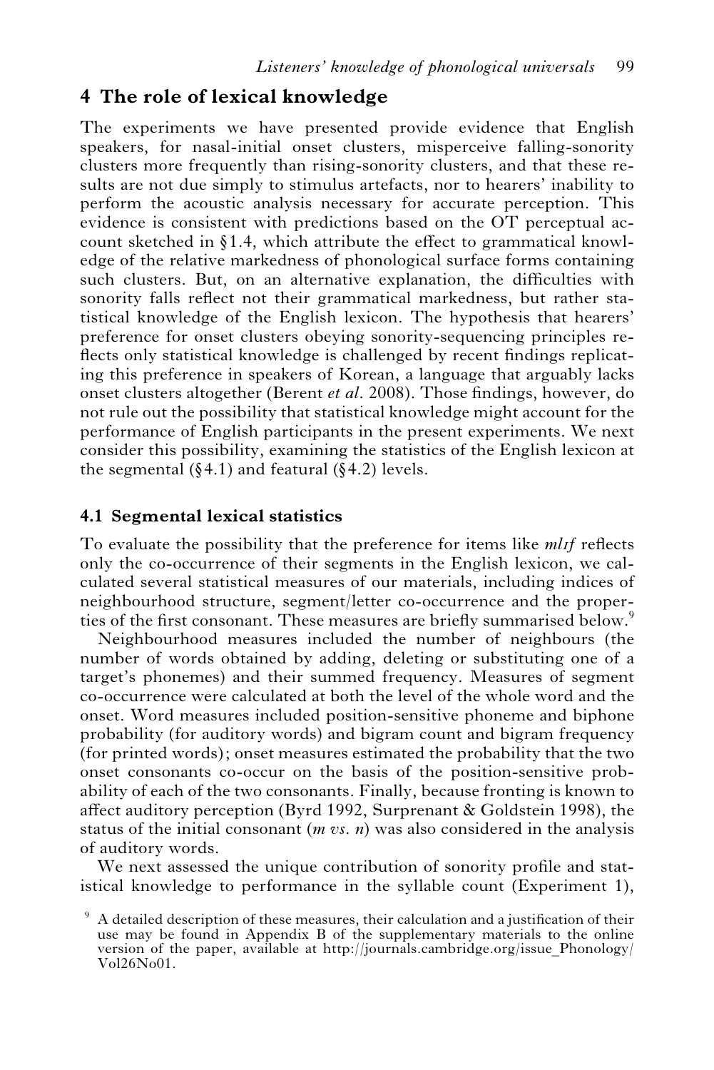## 4 The role of lexical knowledge

The experiments we have presented provide evidence that English speakers, for nasal-initial onset clusters, misperceive falling-sonority clusters more frequently than rising-sonority clusters, and that these results are not due simply to stimulus artefacts, nor to hearers' inability to perform the acoustic analysis necessary for accurate perception. This evidence is consistent with predictions based on the OT perceptual account sketched in §1.4, which attribute the effect to grammatical knowledge of the relative markedness of phonological surface forms containing such clusters. But, on an alternative explanation, the difficulties with sonority falls reflect not their grammatical markedness, but rather statistical knowledge of the English lexicon. The hypothesis that hearers' preference for onset clusters obeying sonority-sequencing principles reflects only statistical knowledge is challenged by recent findings replicating this preference in speakers of Korean, a language that arguably lacks onset clusters altogether (Berent *et al.* 2008). Those findings, however, do not rule out the possibility that statistical knowledge might account for the performance of English participants in the present experiments. We next consider this possibility, examining the statistics of the English lexicon at the segmental (§4.1) and featural (§4.2) levels.

### 4.1 Segmental lexical statistics

To evaluate the possibility that the preference for items like *mlɪf* reflects only the co-occurrence of their segments in the English lexicon, we calculated several statistical measures of our materials, including indices of neighbourhood structure, segment/letter co-occurrence and the properties of the first consonant. These measures are briefly summarised below.[9]

Neighbourhood measures included the number of neighbours (the number of words obtained by adding, deleting or substituting one of a target's phonemes) and their summed frequency. Measures of segment co-occurrence were calculated at both the level of the whole word and the onset. Word measures included position-sensitive phoneme and biphone probability (for auditory words) and bigram count and bigram frequency (for printed words); onset measures estimated the probability that the two onset consonants co-occur on the basis of the position-sensitive probability of each of the two consonants. Finally, because fronting is known to affect auditory perception (Byrd 1992, Surprenant & Goldstein 1998), the status of the initial consonant (*m vs. n*) was also considered in the analysis of auditory words.

We next assessed the unique contribution of sonority profile and statistical knowledge to performance in the syllable count (Experiment 1),

[9] A detailed description of these measures, their calculation and a justification of their use may be found in Appendix B of the supplementary materials to the online version of the paper, available at http://journals.cambridge.org/issue_Phonology/Vol26No01.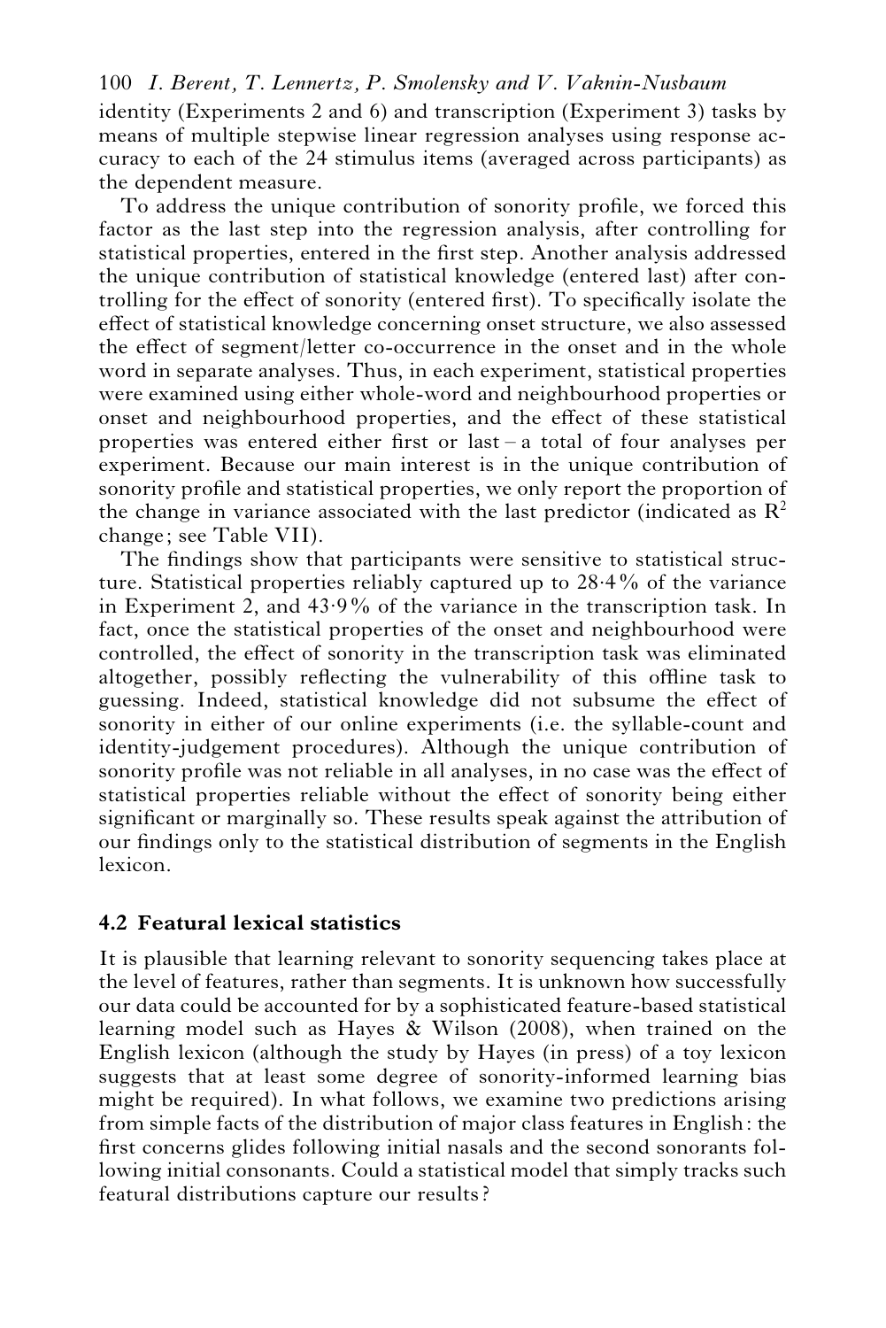identity (Experiments 2 and 6) and transcription (Experiment 3) tasks by means of multiple stepwise linear regression analyses using response accuracy to each of the 24 stimulus items (averaged across participants) as the dependent measure.

To address the unique contribution of sonority profile, we forced this factor as the last step into the regression analysis, after controlling for statistical properties, entered in the first step. Another analysis addressed the unique contribution of statistical knowledge (entered last) after controlling for the effect of sonority (entered first). To specifically isolate the effect of statistical knowledge concerning onset structure, we also assessed the effect of segment/letter co-occurrence in the onset and in the whole word in separate analyses. Thus, in each experiment, statistical properties were examined using either whole-word and neighbourhood properties or onset and neighbourhood properties, and the effect of these statistical properties was entered either first or last – a total of four analyses per experiment. Because our main interest is in the unique contribution of sonority profile and statistical properties, we only report the proportion of the change in variance associated with the last predictor (indicated as $R^2$ change; see Table VII).

The findings show that participants were sensitive to statistical structure. Statistical properties reliably captured up to 28·4% of the variance in Experiment 2, and 43·9% of the variance in the transcription task. In fact, once the statistical properties of the onset and neighbourhood were controlled, the effect of sonority in the transcription task was eliminated altogether, possibly reflecting the vulnerability of this offline task to guessing. Indeed, statistical knowledge did not subsume the effect of sonority in either of our online experiments (i.e. the syllable-count and identity-judgement procedures). Although the unique contribution of sonority profile was not reliable in all analyses, in no case was the effect of statistical properties reliable without the effect of sonority being either significant or marginally so. These results speak against the attribution of our findings only to the statistical distribution of segments in the English lexicon.

### 4.2 Featural lexical statistics

It is plausible that learning relevant to sonority sequencing takes place at the level of features, rather than segments. It is unknown how successfully our data could be accounted for by a sophisticated feature-based statistical learning model such as Hayes & Wilson (2008), when trained on the English lexicon (although the study by Hayes (in press) of a toy lexicon suggests that at least some degree of sonority-informed learning bias might be required). In what follows, we examine two predictions arising from simple facts of the distribution of major class features in English: the first concerns glides following initial nasals and the second sonorants following initial consonants. Could a statistical model that simply tracks such featural distributions capture our results?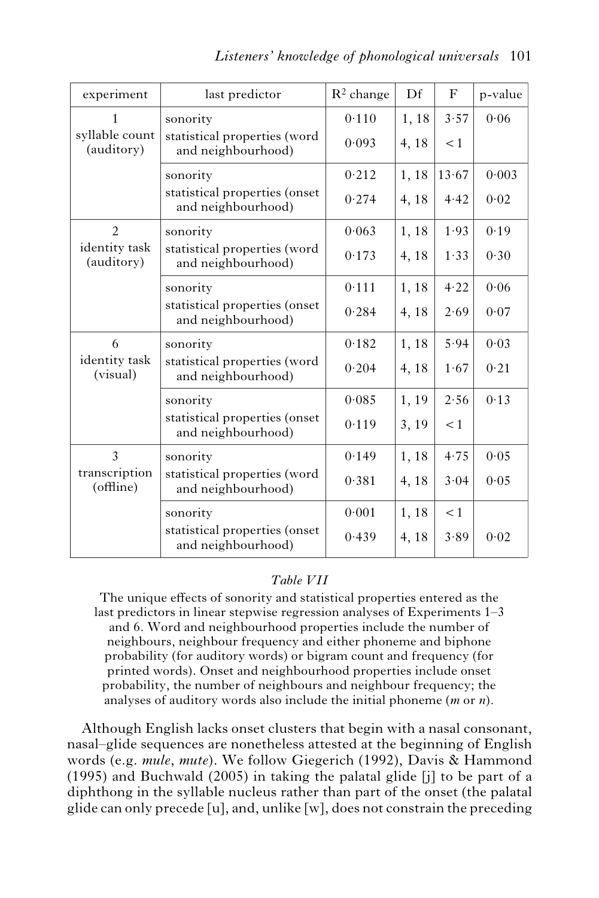| experiment | last predictor | $R^2$ change | Df | F | p-value |
|---|---|---|---|---|---|
| 1 syllable count (auditory) | sonority | 0·110 | 1, 18 | 3·57 | 0·06 |
| | statistical properties (word and neighbourhood) | 0·093 | 4, 18 | < 1 | |
| | sonority | 0·212 | 1, 18 | 13·67 | 0·003 |
| | statistical properties (onset and neighbourhood) | 0·274 | 4, 18 | 4·42 | 0·02 |
| 2 identity task (auditory) | sonority | 0·063 | 1, 18 | 1·93 | 0·19 |
| | statistical properties (word and neighbourhood) | 0·173 | 4, 18 | 1·33 | 0·30 |
| | sonority | 0·111 | 1, 18 | 4·22 | 0·06 |
| | statistical properties (onset and neighbourhood) | 0·284 | 4, 18 | 2·69 | 0·07 |
| 6 identity task (visual) | sonority | 0·182 | 1, 18 | 5·94 | 0·03 |
| | statistical properties (word and neighbourhood) | 0·204 | 4, 18 | 1·67 | 0·21 |
| | sonority | 0·085 | 1, 19 | 2·56 | 0·13 |
| | statistical properties (onset and neighbourhood) | 0·119 | 3, 19 | < 1 | |
| 3 transcription (offline) | sonority | 0·149 | 1, 18 | 4·75 | 0·05 |
| | statistical properties (word and neighbourhood) | 0·381 | 4, 18 | 3·04 | 0·05 |
| | sonority | 0·001 | 1, 18 | < 1 | |
| | statistical properties (onset and neighbourhood) | 0·439 | 4, 18 | 3·89 | 0·02 |

*Table VII*

The unique effects of sonority and statistical properties entered as the last predictors in linear stepwise regression analyses of Experiments 1–3 and 6. Word and neighbourhood properties include the number of neighbours, neighbour frequency and either phoneme and biphone probability (for auditory words) or bigram count and frequency (for printed words). Onset and neighbourhood properties include onset probability, the number of neighbours and neighbour frequency; the analyses of auditory words also include the initial phoneme (*m* or *n*).

Although English lacks onset clusters that begin with a nasal consonant, nasal–glide sequences are nonetheless attested at the beginning of English words (e.g. *mule*, *mute*). We follow Giegerich (1992), Davis & Hammond (1995) and Buchwald (2005) in taking the palatal glide [j] to be part of a diphthong in the syllable nucleus rather than part of the onset (the palatal glide can only precede [u], and, unlike [w], does not constrain the preceding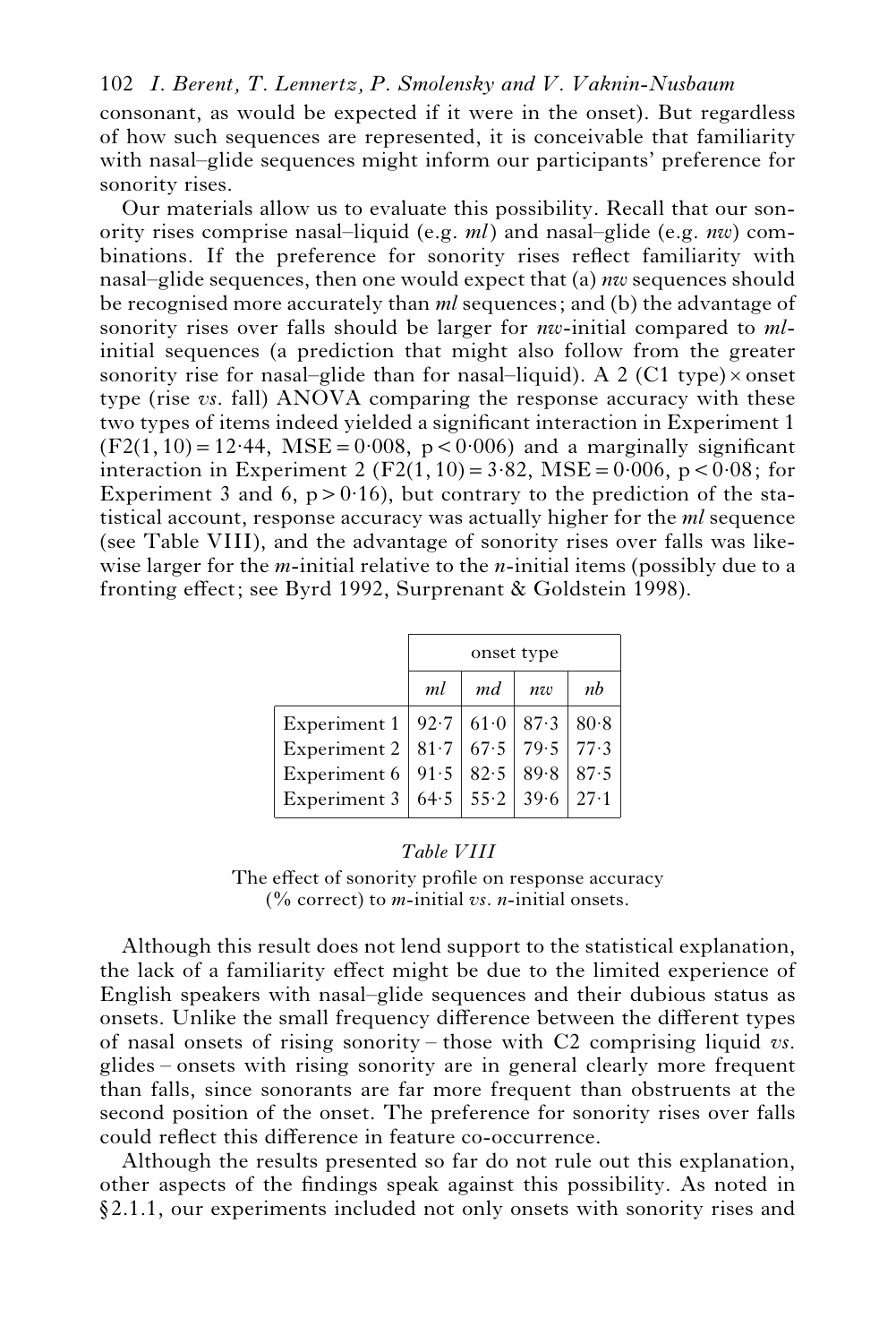consonant, as would be expected if it were in the onset). But regardless of how such sequences are represented, it is conceivable that familiarity with nasal–glide sequences might inform our participants' preference for sonority rises.

Our materials allow us to evaluate this possibility. Recall that our sonority rises comprise nasal–liquid (e.g. *ml*) and nasal–glide (e.g. *nw*) combinations. If the preference for sonority rises reflect familiarity with nasal–glide sequences, then one would expect that (a) *nw* sequences should be recognised more accurately than *ml* sequences; and (b) the advantage of sonority rises over falls should be larger for *nw*-initial compared to *ml*-initial sequences (a prediction that might also follow from the greater sonority rise for nasal–glide than for nasal–liquid). A 2 (C1 type) × onset type (rise *vs*. fall) ANOVA comparing the response accuracy with these two types of items indeed yielded a significant interaction in Experiment 1 ($F2(1, 10) = 12{\cdot}44$, $MSE = 0{\cdot}008$, $p < 0{\cdot}006$) and a marginally significant interaction in Experiment 2 ($F2(1, 10) = 3{\cdot}82$, $MSE = 0{\cdot}006$, $p < 0{\cdot}08$; for Experiment 3 and 6, $p > 0{\cdot}16$), but contrary to the prediction of the statistical account, response accuracy was actually higher for the *ml* sequence (see Table VIII), and the advantage of sonority rises over falls was likewise larger for the *m*-initial relative to the *n*-initial items (possibly due to a fronting effect; see Byrd 1992, Surprenant & Goldstein 1998).

| | onset type | | | |
|---|---|---|---|---|
| | *ml* | *md* | *nw* | *nb* |
| Experiment 1 | 92·7 | 61·0 | 87·3 | 80·8 |
| Experiment 2 | 81·7 | 67·5 | 79·5 | 77·3 |
| Experiment 6 | 91·5 | 82·5 | 89·8 | 87·5 |
| Experiment 3 | 64·5 | 55·2 | 39·6 | 27·1 |

*Table VIII*

The effect of sonority profile on response accuracy (% correct) to *m*-initial *vs*. *n*-initial onsets.

Although this result does not lend support to the statistical explanation, the lack of a familiarity effect might be due to the limited experience of English speakers with nasal–glide sequences and their dubious status as onsets. Unlike the small frequency difference between the different types of nasal onsets of rising sonority – those with C2 comprising liquid *vs*. glides – onsets with rising sonority are in general clearly more frequent than falls, since sonorants are far more frequent than obstruents at the second position of the onset. The preference for sonority rises over falls could reflect this difference in feature co-occurrence.

Although the results presented so far do not rule out this explanation, other aspects of the findings speak against this possibility. As noted in §2.1.1, our experiments included not only onsets with sonority rises and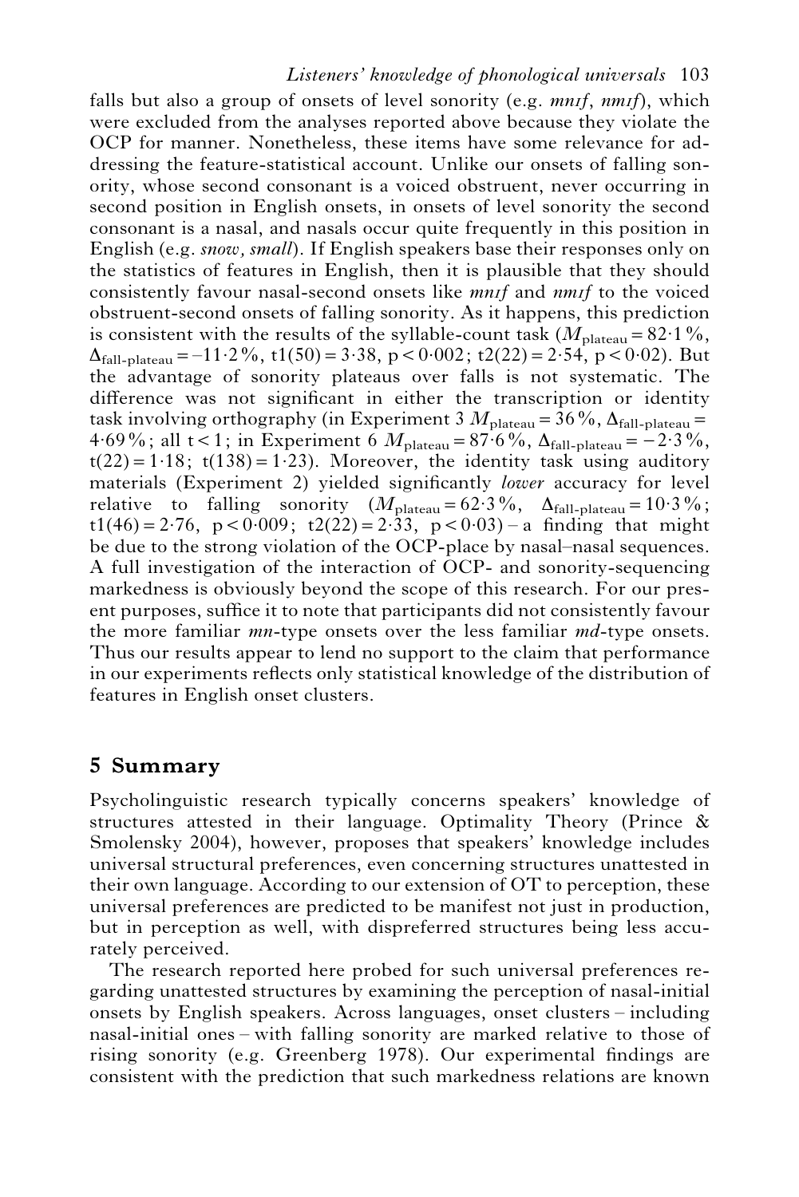falls but also a group of onsets of level sonority (e.g. *mnɪf*, *nmɪf*), which were excluded from the analyses reported above because they violate the OCP for manner. Nonetheless, these items have some relevance for addressing the feature-statistical account. Unlike our onsets of falling sonority, whose second consonant is a voiced obstruent, never occurring in second position in English onsets, in onsets of level sonority the second consonant is a nasal, and nasals occur quite frequently in this position in English (e.g. *snow, small*). If English speakers base their responses only on the statistics of features in English, then it is plausible that they should consistently favour nasal-second onsets like *mnɪf* and *nmɪf* to the voiced obstruent-second onsets of falling sonority. As it happens, this prediction is consistent with the results of the syllable-count task ($M_{plateau} = 82{\cdot}1\,\%$, $\Delta_{fall\text{-}plateau} = -11{\cdot}2\,\%$, $t1(50) = 3{\cdot}38$, $p < 0{\cdot}002$; $t2(22) = 2{\cdot}54$, $p < 0{\cdot}02$). But the advantage of sonority plateaus over falls is not systematic. The difference was not significant in either the transcription or identity task involving orthography (in Experiment 3 $M_{plateau} = 36\,\%$, $\Delta_{fall\text{-}plateau} = 4{\cdot}69\,\%$; all $t < 1$; in Experiment 6 $M_{plateau} = 87{\cdot}6\,\%$, $\Delta_{fall\text{-}plateau} = -2{\cdot}3\,\%$, $t(22) = 1{\cdot}18$; $t(138) = 1{\cdot}23$). Moreover, the identity task using auditory materials (Experiment 2) yielded significantly *lower* accuracy for level relative to falling sonority ($M_{plateau} = 62{\cdot}3\,\%$, $\Delta_{fall\text{-}plateau} = 10{\cdot}3\,\%$; $t1(46) = 2{\cdot}76$, $p < 0{\cdot}009$; $t2(22) = 2{\cdot}33$, $p < 0{\cdot}03$) – a finding that might be due to the strong violation of the OCP-place by nasal–nasal sequences. A full investigation of the interaction of OCP- and sonority-sequencing markedness is obviously beyond the scope of this research. For our present purposes, suffice it to note that participants did not consistently favour the more familiar *mn*-type onsets over the less familiar *md*-type onsets. Thus our results appear to lend no support to the claim that performance in our experiments reflects only statistical knowledge of the distribution of features in English onset clusters.

## 5 Summary

Psycholinguistic research typically concerns speakers' knowledge of structures attested in their language. Optimality Theory (Prince & Smolensky 2004), however, proposes that speakers' knowledge includes universal structural preferences, even concerning structures unattested in their own language. According to our extension of OT to perception, these universal preferences are predicted to be manifest not just in production, but in perception as well, with dispreferred structures being less accurately perceived.

The research reported here probed for such universal preferences regarding unattested structures by examining the perception of nasal-initial onsets by English speakers. Across languages, onset clusters – including nasal-initial ones – with falling sonority are marked relative to those of rising sonority (e.g. Greenberg 1978). Our experimental findings are consistent with the prediction that such markedness relations are known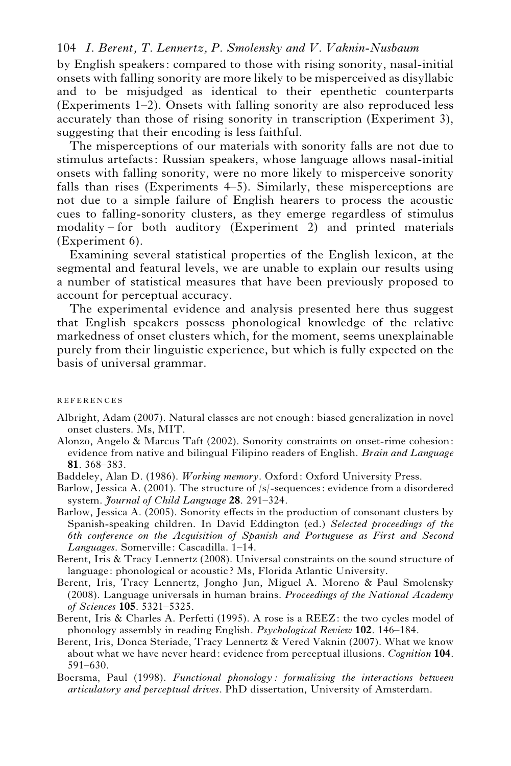by English speakers: compared to those with rising sonority, nasal-initial onsets with falling sonority are more likely to be misperceived as disyllabic and to be misjudged as identical to their epenthetic counterparts (Experiments 1–2). Onsets with falling sonority are also reproduced less accurately than those of rising sonority in transcription (Experiment 3), suggesting that their encoding is less faithful.

The misperceptions of our materials with sonority falls are not due to stimulus artefacts: Russian speakers, whose language allows nasal-initial onsets with falling sonority, were no more likely to misperceive sonority falls than rises (Experiments 4–5). Similarly, these misperceptions are not due to a simple failure of English hearers to process the acoustic cues to falling-sonority clusters, as they emerge regardless of stimulus modality – for both auditory (Experiment 2) and printed materials (Experiment 6).

Examining several statistical properties of the English lexicon, at the segmental and featural levels, we are unable to explain our results using a number of statistical measures that have been previously proposed to account for perceptual accuracy.

The experimental evidence and analysis presented here thus suggest that English speakers possess phonological knowledge of the relative markedness of onset clusters which, for the moment, seems unexplainable purely from their linguistic experience, but which is fully expected on the basis of universal grammar.

## REFERENCES

Albright, Adam (2007). Natural classes are not enough: biased generalization in novel onset clusters. Ms, MIT.

Alonzo, Angelo & Marcus Taft (2002). Sonority constraints on onset-rime cohesion: evidence from native and bilingual Filipino readers of English. *Brain and Language* **81**. 368–383.

Baddeley, Alan D. (1986). *Working memory*. Oxford: Oxford University Press.

Barlow, Jessica A. (2001). The structure of /s/-sequences: evidence from a disordered system. *Journal of Child Language* **28**. 291–324.

Barlow, Jessica A. (2005). Sonority effects in the production of consonant clusters by Spanish-speaking children. In David Eddington (ed.) *Selected proceedings of the 6th conference on the Acquisition of Spanish and Portuguese as First and Second Languages*. Somerville: Cascadilla. 1–14.

Berent, Iris & Tracy Lennertz (2008). Universal constraints on the sound structure of language: phonological or acoustic? Ms, Florida Atlantic University.

Berent, Iris, Tracy Lennertz, Jongho Jun, Miguel A. Moreno & Paul Smolensky (2008). Language universals in human brains. *Proceedings of the National Academy of Sciences* **105**. 5321–5325.

Berent, Iris & Charles A. Perfetti (1995). A rose is a REEZ: the two cycles model of phonology assembly in reading English. *Psychological Review* **102**. 146–184.

Berent, Iris, Donca Steriade, Tracy Lennertz & Vered Vaknin (2007). What we know about what we have never heard: evidence from perceptual illusions. *Cognition* **104**. 591–630.

Boersma, Paul (1998). *Functional phonology: formalizing the interactions between articulatory and perceptual drives*. PhD dissertation, University of Amsterdam.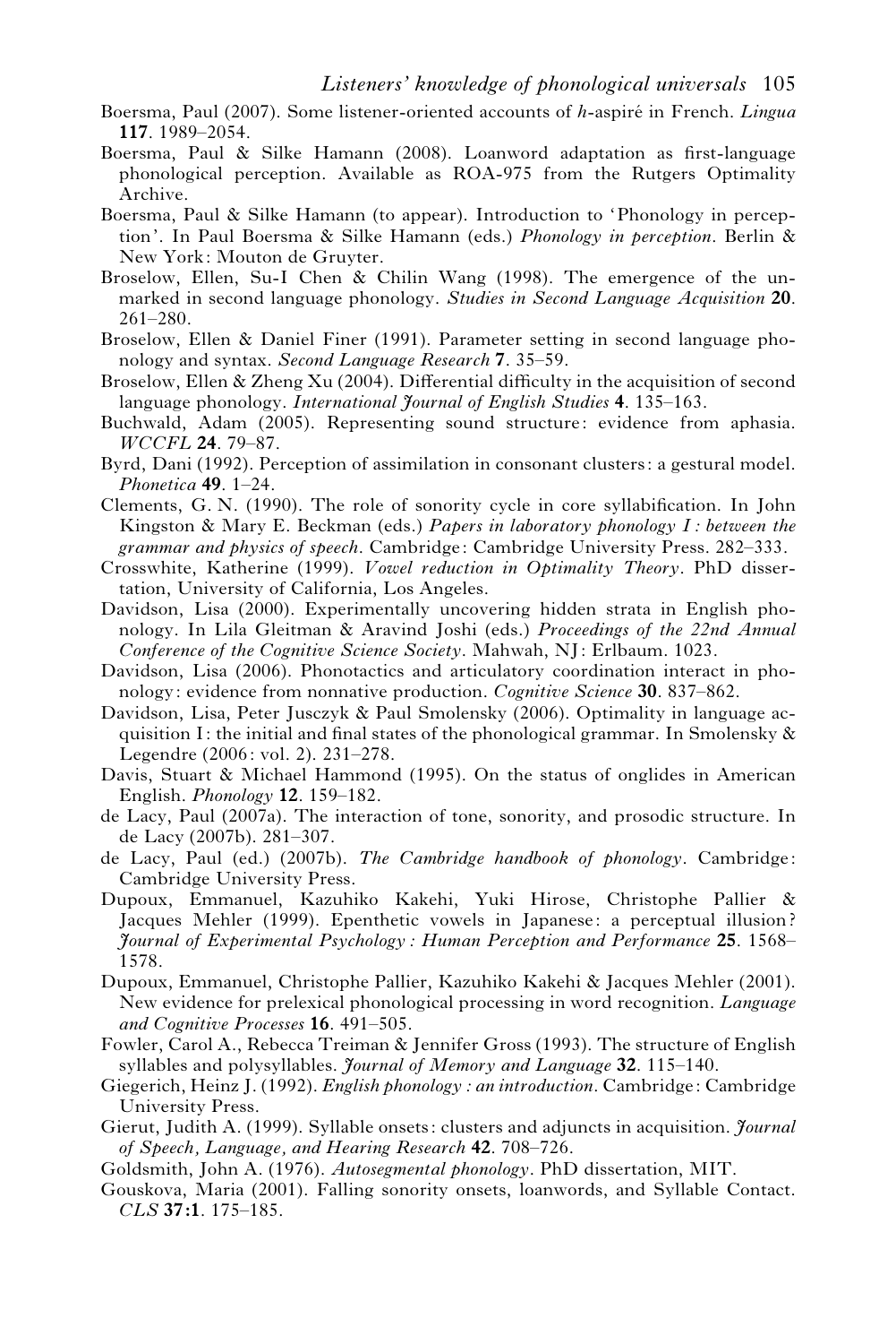Boersma, Paul (2007). Some listener-oriented accounts of *h*-aspiré in French. *Lingua* **117**. 1989–2054.

Boersma, Paul & Silke Hamann (2008). Loanword adaptation as first-language phonological perception. Available as ROA-975 from the Rutgers Optimality Archive.

Boersma, Paul & Silke Hamann (to appear). Introduction to 'Phonology in perception'. In Paul Boersma & Silke Hamann (eds.) *Phonology in perception*. Berlin & New York: Mouton de Gruyter.

Broselow, Ellen, Su-I Chen & Chilin Wang (1998). The emergence of the unmarked in second language phonology. *Studies in Second Language Acquisition* **20**. 261–280.

Broselow, Ellen & Daniel Finer (1991). Parameter setting in second language phonology and syntax. *Second Language Research* **7**. 35–59.

Broselow, Ellen & Zheng Xu (2004). Differential difficulty in the acquisition of second language phonology. *International Journal of English Studies* **4**. 135–163.

Buchwald, Adam (2005). Representing sound structure: evidence from aphasia. *WCCFL* **24**. 79–87.

Byrd, Dani (1992). Perception of assimilation in consonant clusters: a gestural model. *Phonetica* **49**. 1–24.

Clements, G. N. (1990). The role of sonority cycle in core syllabification. In John Kingston & Mary E. Beckman (eds.) *Papers in laboratory phonology I: between the grammar and physics of speech*. Cambridge: Cambridge University Press. 282–333.

Crosswhite, Katherine (1999). *Vowel reduction in Optimality Theory*. PhD dissertation, University of California, Los Angeles.

Davidson, Lisa (2000). Experimentally uncovering hidden strata in English phonology. In Lila Gleitman & Aravind Joshi (eds.) *Proceedings of the 22nd Annual Conference of the Cognitive Science Society*. Mahwah, NJ: Erlbaum. 1023.

Davidson, Lisa (2006). Phonotactics and articulatory coordination interact in phonology: evidence from nonnative production. *Cognitive Science* **30**. 837–862.

Davidson, Lisa, Peter Jusczyk & Paul Smolensky (2006). Optimality in language acquisition I: the initial and final states of the phonological grammar. In Smolensky & Legendre (2006: vol. 2). 231–278.

Davis, Stuart & Michael Hammond (1995). On the status of onglides in American English. *Phonology* **12**. 159–182.

de Lacy, Paul (2007a). The interaction of tone, sonority, and prosodic structure. In de Lacy (2007b). 281–307.

de Lacy, Paul (ed.) (2007b). *The Cambridge handbook of phonology*. Cambridge: Cambridge University Press.

Dupoux, Emmanuel, Kazuhiko Kakehi, Yuki Hirose, Christophe Pallier & Jacques Mehler (1999). Epenthetic vowels in Japanese: a perceptual illusion? *Journal of Experimental Psychology: Human Perception and Performance* **25**. 1568–1578.

Dupoux, Emmanuel, Christophe Pallier, Kazuhiko Kakehi & Jacques Mehler (2001). New evidence for prelexical phonological processing in word recognition. *Language and Cognitive Processes* **16**. 491–505.

Fowler, Carol A., Rebecca Treiman & Jennifer Gross (1993). The structure of English syllables and polysyllables. *Journal of Memory and Language* **32**. 115–140.

Giegerich, Heinz J. (1992). *English phonology: an introduction*. Cambridge: Cambridge University Press.

Gierut, Judith A. (1999). Syllable onsets: clusters and adjuncts in acquisition. *Journal of Speech, Language, and Hearing Research* **42**. 708–726.

Goldsmith, John A. (1976). *Autosegmental phonology*. PhD dissertation, MIT.

Gouskova, Maria (2001). Falling sonority onsets, loanwords, and Syllable Contact. *CLS* **37:1**. 175–185.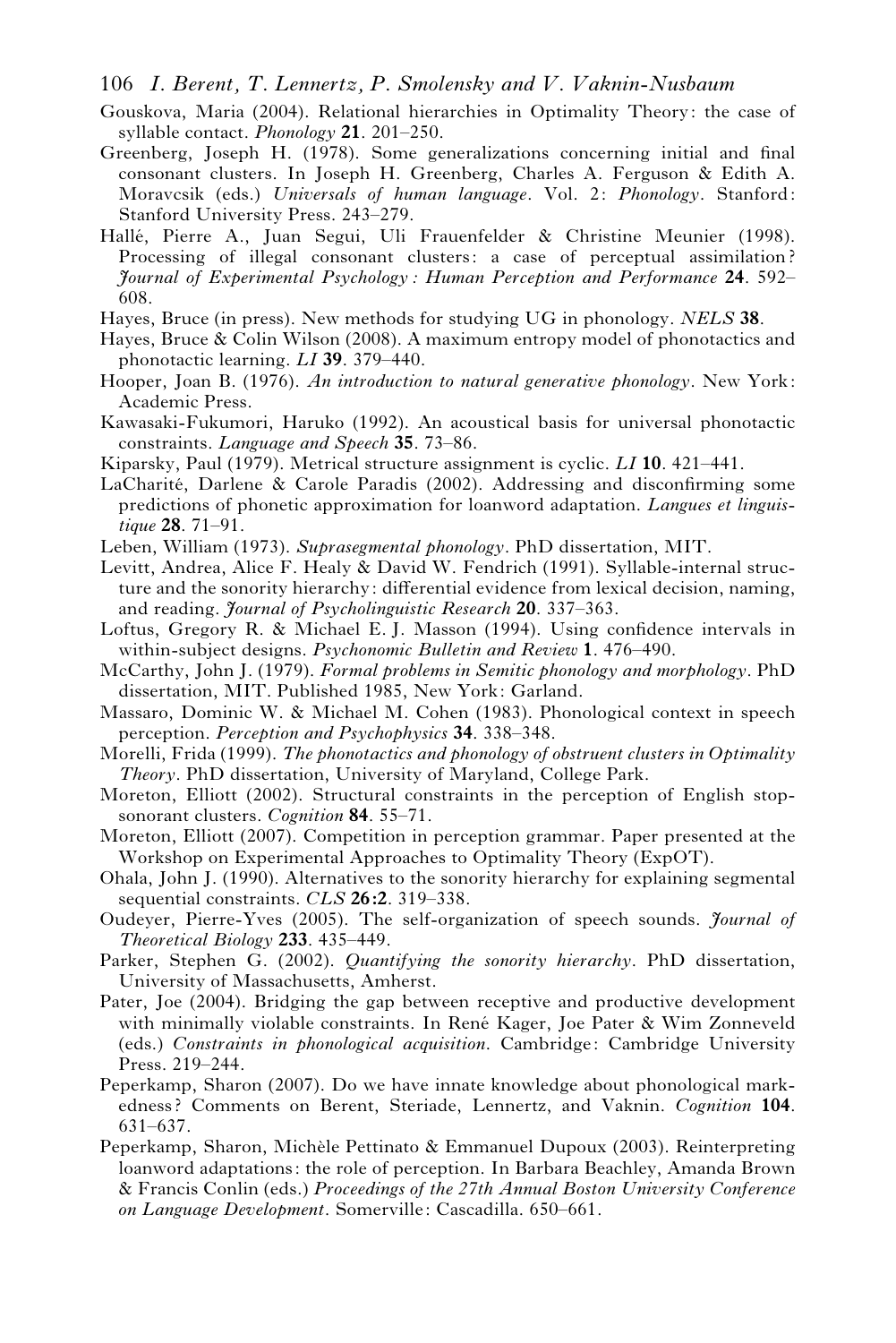Gouskova, Maria (2004). Relational hierarchies in Optimality Theory: the case of syllable contact. *Phonology* **21**. 201–250.

Greenberg, Joseph H. (1978). Some generalizations concerning initial and final consonant clusters. In Joseph H. Greenberg, Charles A. Ferguson & Edith A. Moravcsik (eds.) *Universals of human language*. Vol. 2: *Phonology*. Stanford: Stanford University Press. 243–279.

Hallé, Pierre A., Juan Segui, Uli Frauenfelder & Christine Meunier (1998). Processing of illegal consonant clusters: a case of perceptual assimilation? *Journal of Experimental Psychology: Human Perception and Performance* **24**. 592–608.

Hayes, Bruce (in press). New methods for studying UG in phonology. *NELS* **38**.

Hayes, Bruce & Colin Wilson (2008). A maximum entropy model of phonotactics and phonotactic learning. *LI* **39**. 379–440.

Hooper, Joan B. (1976). *An introduction to natural generative phonology*. New York: Academic Press.

Kawasaki-Fukumori, Haruko (1992). An acoustical basis for universal phonotactic constraints. *Language and Speech* **35**. 73–86.

Kiparsky, Paul (1979). Metrical structure assignment is cyclic. *LI* **10**. 421–441.

LaCharité, Darlene & Carole Paradis (2002). Addressing and disconfirming some predictions of phonetic approximation for loanword adaptation. *Langues et linguistique* **28**. 71–91.

Leben, William (1973). *Suprasegmental phonology*. PhD dissertation, MIT.

Levitt, Andrea, Alice F. Healy & David W. Fendrich (1991). Syllable-internal structure and the sonority hierarchy: differential evidence from lexical decision, naming, and reading. *Journal of Psycholinguistic Research* **20**. 337–363.

Loftus, Gregory R. & Michael E. J. Masson (1994). Using confidence intervals in within-subject designs. *Psychonomic Bulletin and Review* **1**. 476–490.

McCarthy, John J. (1979). *Formal problems in Semitic phonology and morphology*. PhD dissertation, MIT. Published 1985, New York: Garland.

Massaro, Dominic W. & Michael M. Cohen (1983). Phonological context in speech perception. *Perception and Psychophysics* **34**. 338–348.

Morelli, Frida (1999). *The phonotactics and phonology of obstruent clusters in Optimality Theory*. PhD dissertation, University of Maryland, College Park.

Moreton, Elliott (2002). Structural constraints in the perception of English stop-sonorant clusters. *Cognition* **84**. 55–71.

Moreton, Elliott (2007). Competition in perception grammar. Paper presented at the Workshop on Experimental Approaches to Optimality Theory (ExpOT).

Ohala, John J. (1990). Alternatives to the sonority hierarchy for explaining segmental sequential constraints. *CLS* **26:2**. 319–338.

Oudeyer, Pierre-Yves (2005). The self-organization of speech sounds. *Journal of Theoretical Biology* **233**. 435–449.

Parker, Stephen G. (2002). *Quantifying the sonority hierarchy*. PhD dissertation, University of Massachusetts, Amherst.

Pater, Joe (2004). Bridging the gap between receptive and productive development with minimally violable constraints. In René Kager, Joe Pater & Wim Zonneveld (eds.) *Constraints in phonological acquisition*. Cambridge: Cambridge University Press. 219–244.

Peperkamp, Sharon (2007). Do we have innate knowledge about phonological markedness? Comments on Berent, Steriade, Lennertz, and Vaknin. *Cognition* **104**. 631–637.

Peperkamp, Sharon, Michèle Pettinato & Emmanuel Dupoux (2003). Reinterpreting loanword adaptations: the role of perception. In Barbara Beachley, Amanda Brown & Francis Conlin (eds.) *Proceedings of the 27th Annual Boston University Conference on Language Development*. Somerville: Cascadilla. 650–661.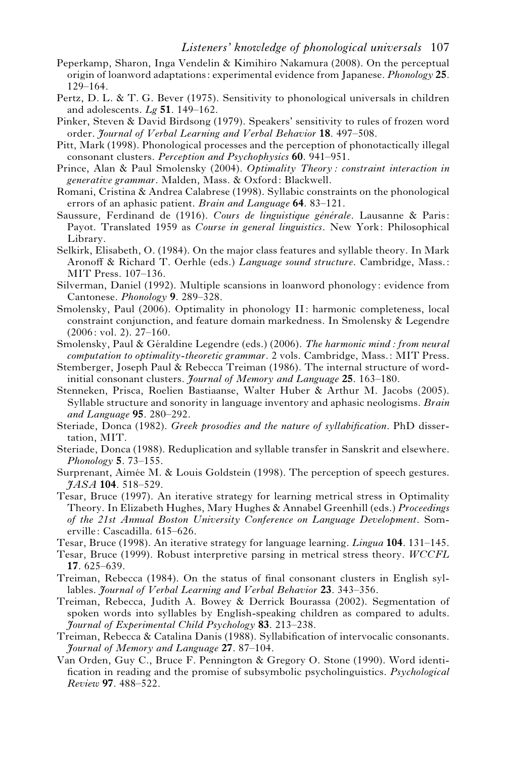Peperkamp, Sharon, Inga Vendelin & Kimihiro Nakamura (2008). On the perceptual origin of loanword adaptations: experimental evidence from Japanese. *Phonology* **25**. 129–164.

Pertz, D. L. & T. G. Bever (1975). Sensitivity to phonological universals in children and adolescents. *Lg* **51**. 149–162.

Pinker, Steven & David Birdsong (1979). Speakers' sensitivity to rules of frozen word order. *Journal of Verbal Learning and Verbal Behavior* **18**. 497–508.

Pitt, Mark (1998). Phonological processes and the perception of phonotactically illegal consonant clusters. *Perception and Psychophysics* **60**. 941–951.

Prince, Alan & Paul Smolensky (2004). *Optimality Theory: constraint interaction in generative grammar*. Malden, Mass. & Oxford: Blackwell.

Romani, Cristina & Andrea Calabrese (1998). Syllabic constraints on the phonological errors of an aphasic patient. *Brain and Language* **64**. 83–121.

Saussure, Ferdinand de (1916). *Cours de linguistique générale*. Lausanne & Paris: Payot. Translated 1959 as *Course in general linguistics*. New York: Philosophical Library.

Selkirk, Elisabeth, O. (1984). On the major class features and syllable theory. In Mark Aronoff & Richard T. Oerhle (eds.) *Language sound structure*. Cambridge, Mass.: MIT Press. 107–136.

Silverman, Daniel (1992). Multiple scansions in loanword phonology: evidence from Cantonese. *Phonology* **9**. 289–328.

Smolensky, Paul (2006). Optimality in phonology II: harmonic completeness, local constraint conjunction, and feature domain markedness. In Smolensky & Legendre (2006: vol. 2). 27–160.

Smolensky, Paul & Géraldine Legendre (eds.) (2006). *The harmonic mind: from neural computation to optimality-theoretic grammar*. 2 vols. Cambridge, Mass.: MIT Press.

Stemberger, Joseph Paul & Rebecca Treiman (1986). The internal structure of word-initial consonant clusters. *Journal of Memory and Language* **25**. 163–180.

Stenneken, Prisca, Roelien Bastiaanse, Walter Huber & Arthur M. Jacobs (2005). Syllable structure and sonority in language inventory and aphasic neologisms. *Brain and Language* **95**. 280–292.

Steriade, Donca (1982). *Greek prosodies and the nature of syllabification*. PhD dissertation, MIT.

Steriade, Donca (1988). Reduplication and syllable transfer in Sanskrit and elsewhere. *Phonology* **5**. 73–155.

Surprenant, Aimée M. & Louis Goldstein (1998). The perception of speech gestures. *JASA* **104**. 518–529.

Tesar, Bruce (1997). An iterative strategy for learning metrical stress in Optimality Theory. In Elizabeth Hughes, Mary Hughes & Annabel Greenhill (eds.) *Proceedings of the 21st Annual Boston University Conference on Language Development*. Somerville: Cascadilla. 615–626.

Tesar, Bruce (1998). An iterative strategy for language learning. *Lingua* **104**. 131–145.

Tesar, Bruce (1999). Robust interpretive parsing in metrical stress theory. *WCCFL* **17**. 625–639.

Treiman, Rebecca (1984). On the status of final consonant clusters in English syllables. *Journal of Verbal Learning and Verbal Behavior* **23**. 343–356.

Treiman, Rebecca, Judith A. Bowey & Derrick Bourassa (2002). Segmentation of spoken words into syllables by English-speaking children as compared to adults. *Journal of Experimental Child Psychology* **83**. 213–238.

Treiman, Rebecca & Catalina Danis (1988). Syllabification of intervocalic consonants. *Journal of Memory and Language* **27**. 87–104.

Van Orden, Guy C., Bruce F. Pennington & Gregory O. Stone (1990). Word identification in reading and the promise of subsymbolic psycholinguistics. *Psychological Review* **97**. 488–522.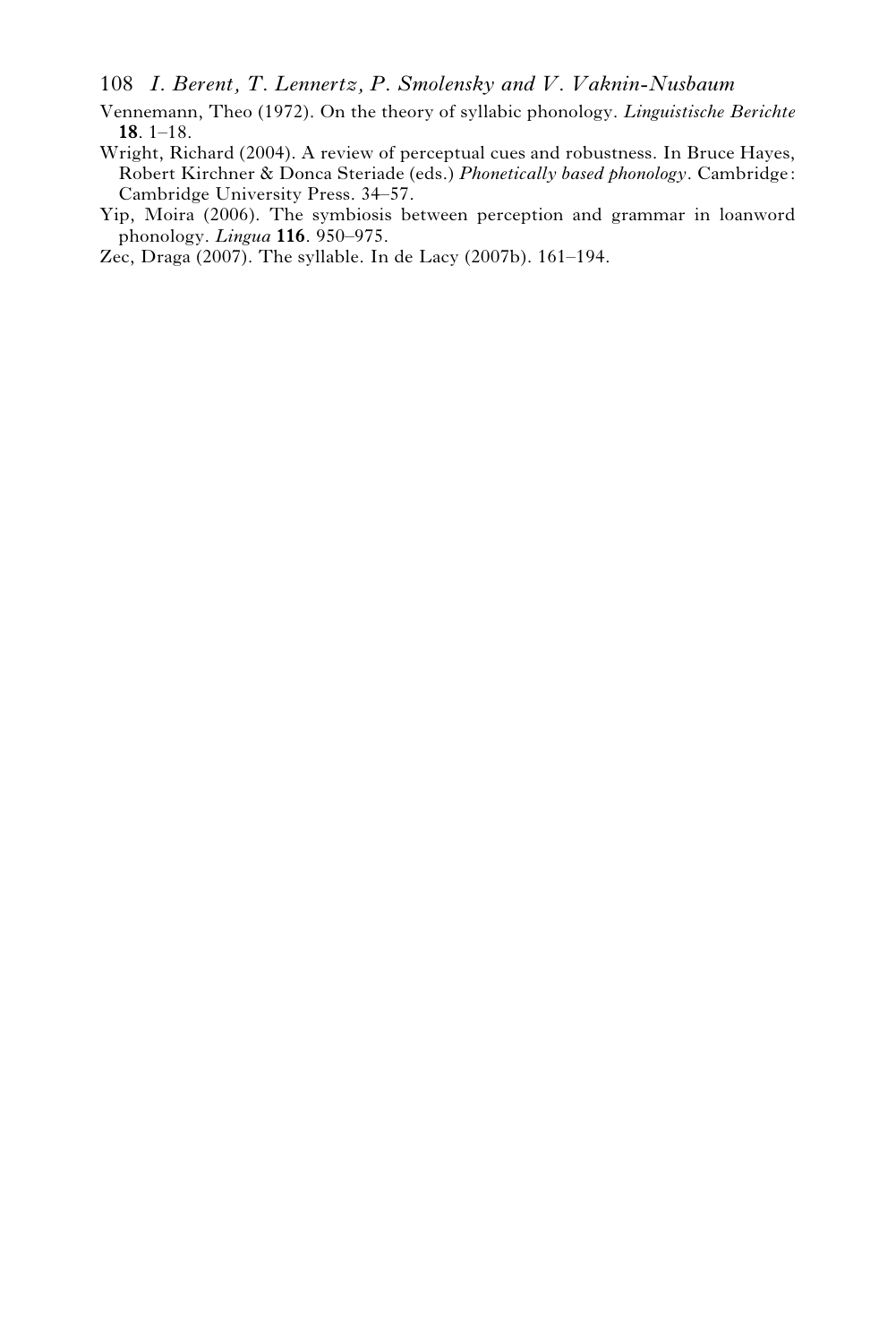Vennemann, Theo (1972). On the theory of syllabic phonology. *Linguistische Berichte* **18**. 1–18.

Wright, Richard (2004). A review of perceptual cues and robustness. In Bruce Hayes, Robert Kirchner & Donca Steriade (eds.) *Phonetically based phonology*. Cambridge: Cambridge University Press. 34–57.

Yip, Moira (2006). The symbiosis between perception and grammar in loanword phonology. *Lingua* **116**. 950–975.

Zec, Draga (2007). The syllable. In de Lacy (2007b). 161–194.